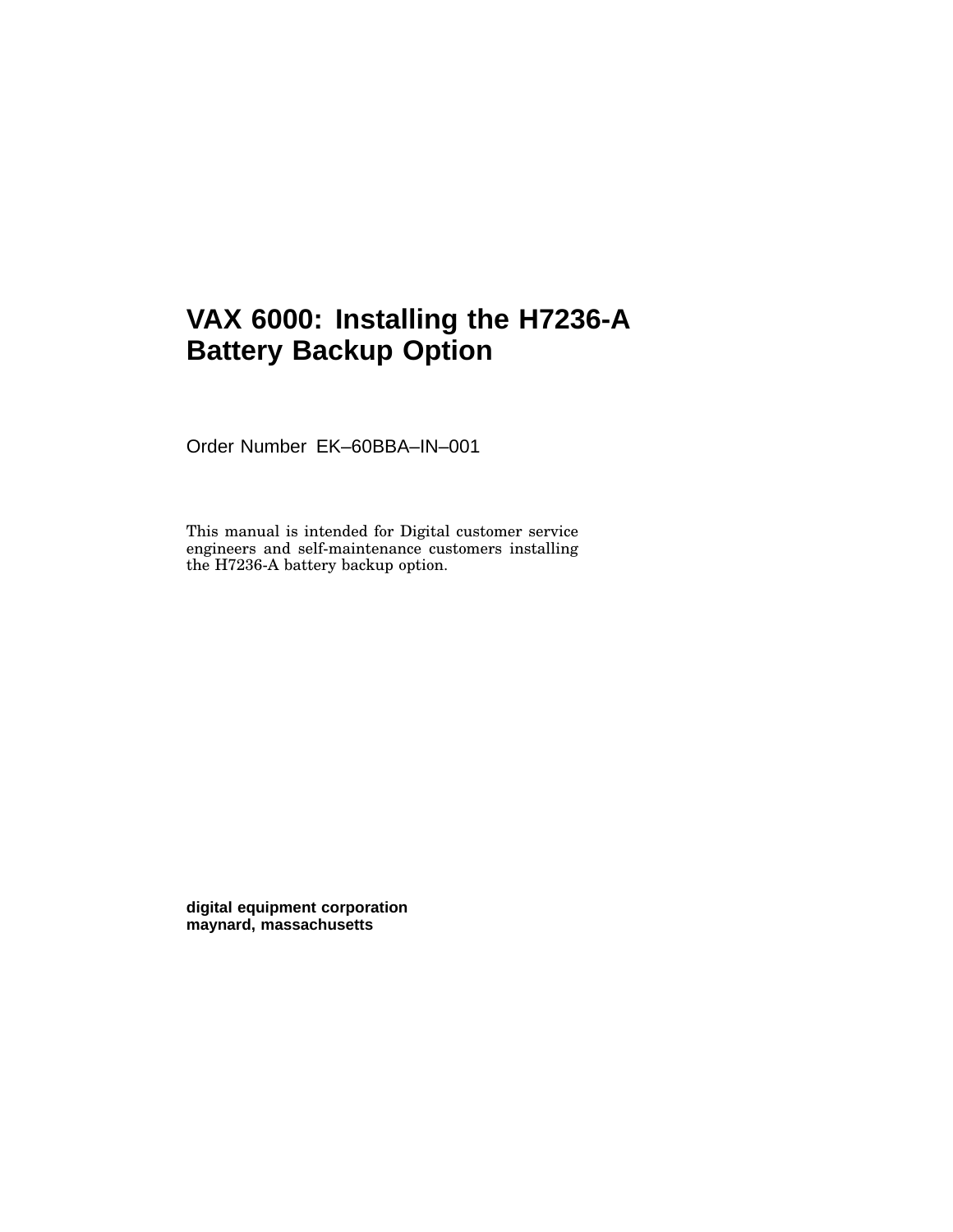# VAX 6000: Installing the H7236-A Battery Backup Option

Order Number EK–60BBA–IN–001

This manual is intended for Digital customer service engineers and self-maintenance customers installing the H7236-A battery backup option.

**digital equipment corporation**
**maynard, massachusetts**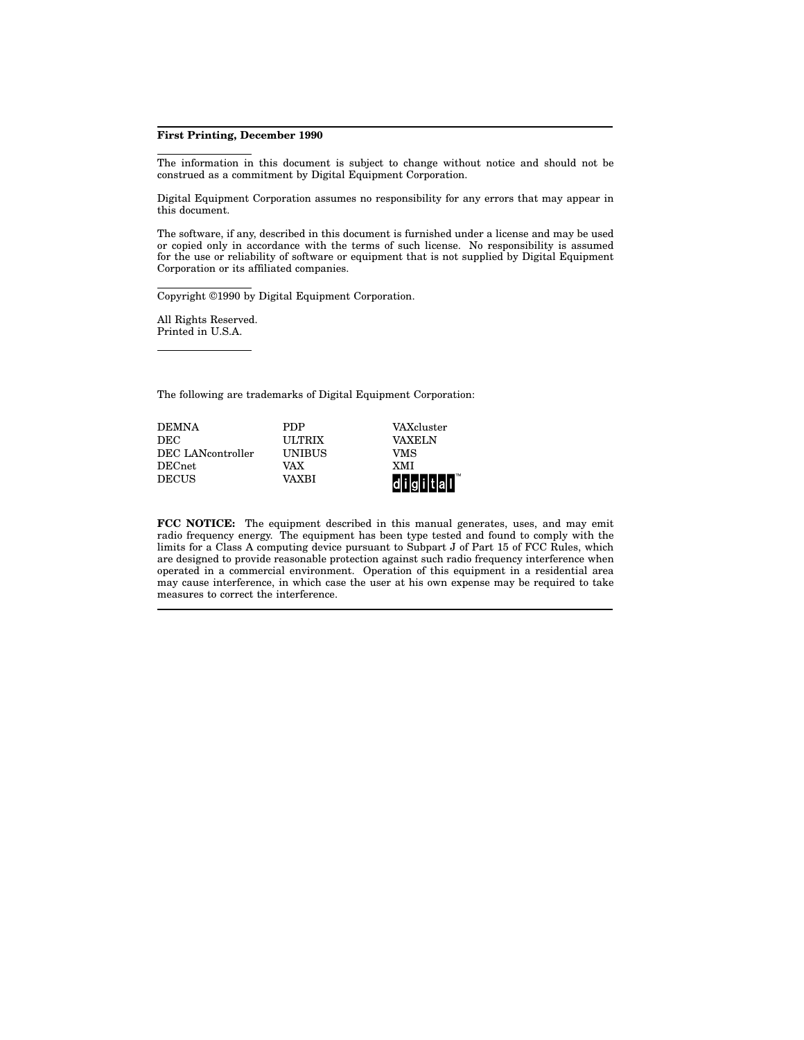**First Printing, December 1990**

The information in this document is subject to change without notice and should not be construed as a commitment by Digital Equipment Corporation.

Digital Equipment Corporation assumes no responsibility for any errors that may appear in this document.

The software, if any, described in this document is furnished under a license and may be used or copied only in accordance with the terms of such license. No responsibility is assumed for the use or reliability of software or equipment that is not supplied by Digital Equipment Corporation or its affiliated companies.

Copyright ©1990 by Digital Equipment Corporation.

All Rights Reserved.
Printed in U.S.A.

The following are trademarks of Digital Equipment Corporation:

| | | |
|---|---|---|
| DEMNA | PDP | VAXcluster |
| DEC | ULTRIX | VAXELN |
| DEC LANcontroller | UNIBUS | VMS |
| DECnet | VAX | XMI |
| DECUS | VAXBI | digital™ |

**FCC NOTICE:** The equipment described in this manual generates, uses, and may emit radio frequency energy. The equipment has been type tested and found to comply with the limits for a Class A computing device pursuant to Subpart J of Part 15 of FCC Rules, which are designed to provide reasonable protection against such radio frequency interference when operated in a commercial environment. Operation of this equipment in a residential area may cause interference, in which case the user at his own expense may be required to take measures to correct the interference.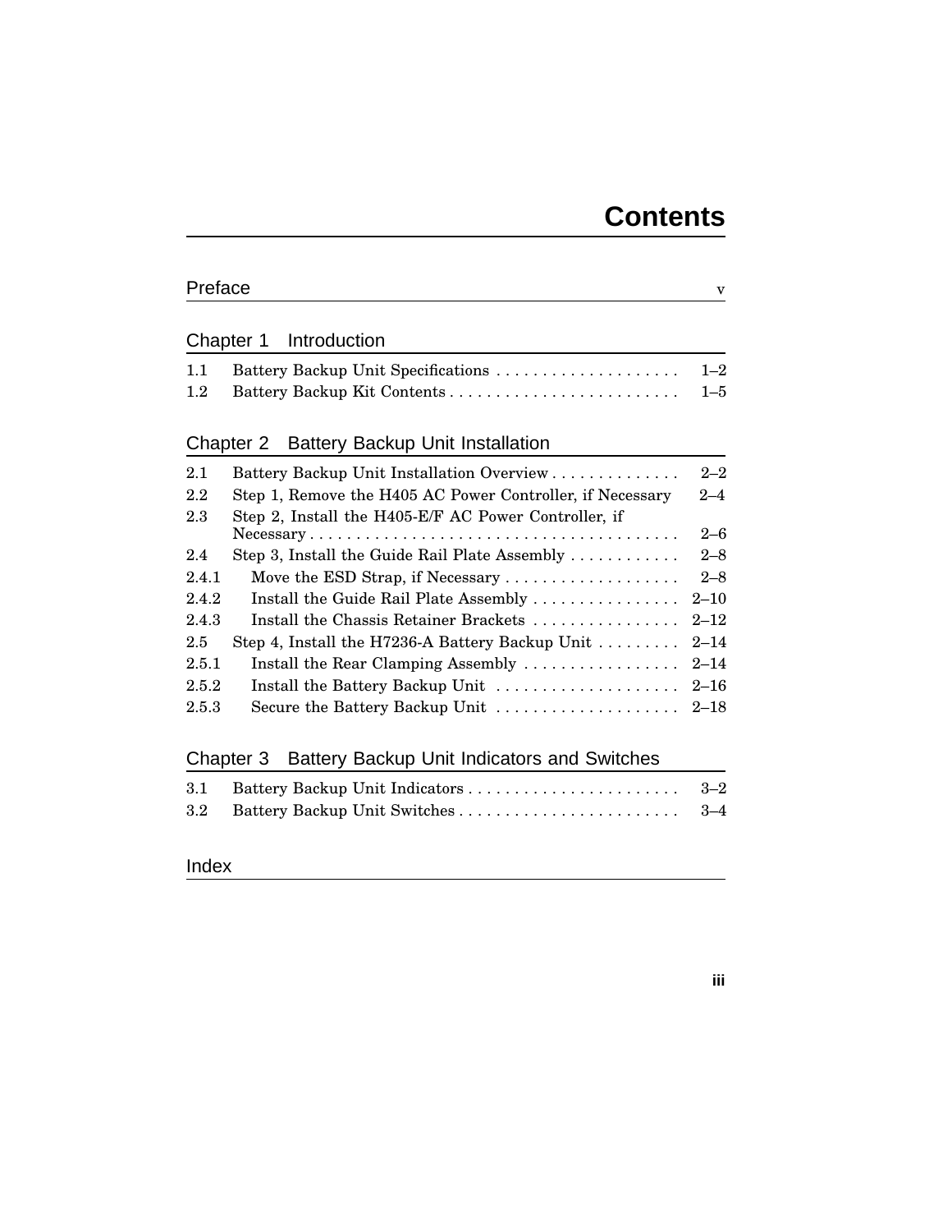# Contents

## Preface v

## Chapter 1 Introduction

| | | |
|---|---|---|
| 1.1 | Battery Backup Unit Specifications | 1–2 |
| 1.2 | Battery Backup Kit Contents | 1–5 |

## Chapter 2 Battery Backup Unit Installation

| | | |
|---|---|---|
| 2.1 | Battery Backup Unit Installation Overview | 2–2 |
| 2.2 | Step 1, Remove the H405 AC Power Controller, if Necessary | 2–4 |
| 2.3 | Step 2, Install the H405-E/F AC Power Controller, if Necessary | 2–6 |
| 2.4 | Step 3, Install the Guide Rail Plate Assembly | 2–8 |
| 2.4.1 | Move the ESD Strap, if Necessary | 2–8 |
| 2.4.2 | Install the Guide Rail Plate Assembly | 2–10 |
| 2.4.3 | Install the Chassis Retainer Brackets | 2–12 |
| 2.5 | Step 4, Install the H7236-A Battery Backup Unit | 2–14 |
| 2.5.1 | Install the Rear Clamping Assembly | 2–14 |
| 2.5.2 | Install the Battery Backup Unit | 2–16 |
| 2.5.3 | Secure the Battery Backup Unit | 2–18 |

## Chapter 3 Battery Backup Unit Indicators and Switches

| | | |
|---|---|---|
| 3.1 | Battery Backup Unit Indicators | 3–2 |
| 3.2 | Battery Backup Unit Switches | 3–4 |

## Index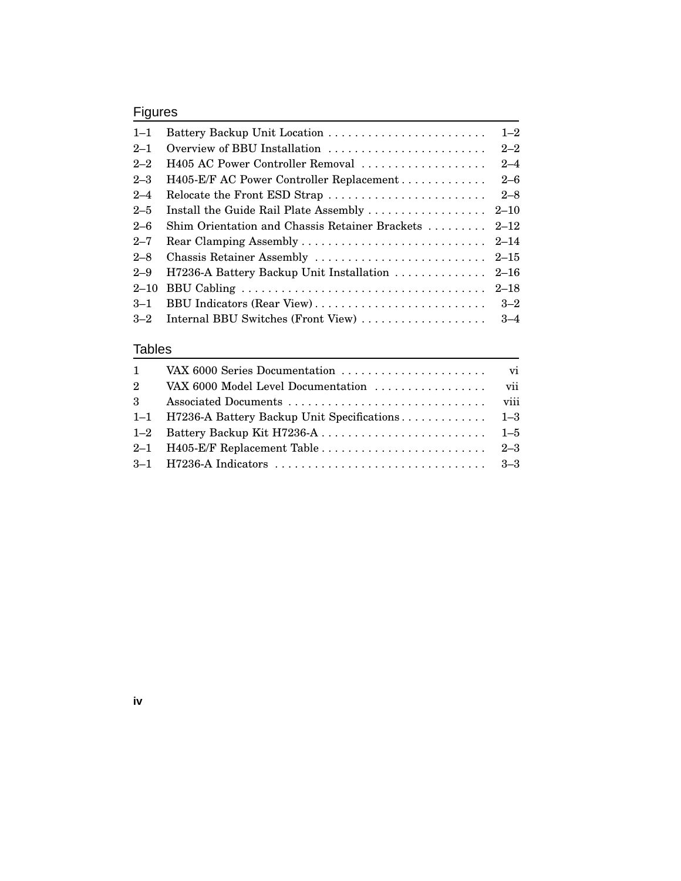## Figures

| | | |
|---|---|---|
| 1–1 | Battery Backup Unit Location | 1–2 |
| 2–1 | Overview of BBU Installation | 2–2 |
| 2–2 | H405 AC Power Controller Removal | 2–4 |
| 2–3 | H405-E/F AC Power Controller Replacement | 2–6 |
| 2–4 | Relocate the Front ESD Strap | 2–8 |
| 2–5 | Install the Guide Rail Plate Assembly | 2–10 |
| 2–6 | Shim Orientation and Chassis Retainer Brackets | 2–12 |
| 2–7 | Rear Clamping Assembly | 2–14 |
| 2–8 | Chassis Retainer Assembly | 2–15 |
| 2–9 | H7236-A Battery Backup Unit Installation | 2–16 |
| 2–10 | BBU Cabling | 2–18 |
| 3–1 | BBU Indicators (Rear View) | 3–2 |
| 3–2 | Internal BBU Switches (Front View) | 3–4 |

## Tables

| | | |
|---|---|---|
| 1 | VAX 6000 Series Documentation | vi |
| 2 | VAX 6000 Model Level Documentation | vii |
| 3 | Associated Documents | viii |
| 1–1 | H7236-A Battery Backup Unit Specifications | 1–3 |
| 1–2 | Battery Backup Kit H7236-A | 1–5 |
| 2–1 | H405-E/F Replacement Table | 2–3 |
| 3–1 | H7236-A Indicators | 3–3 |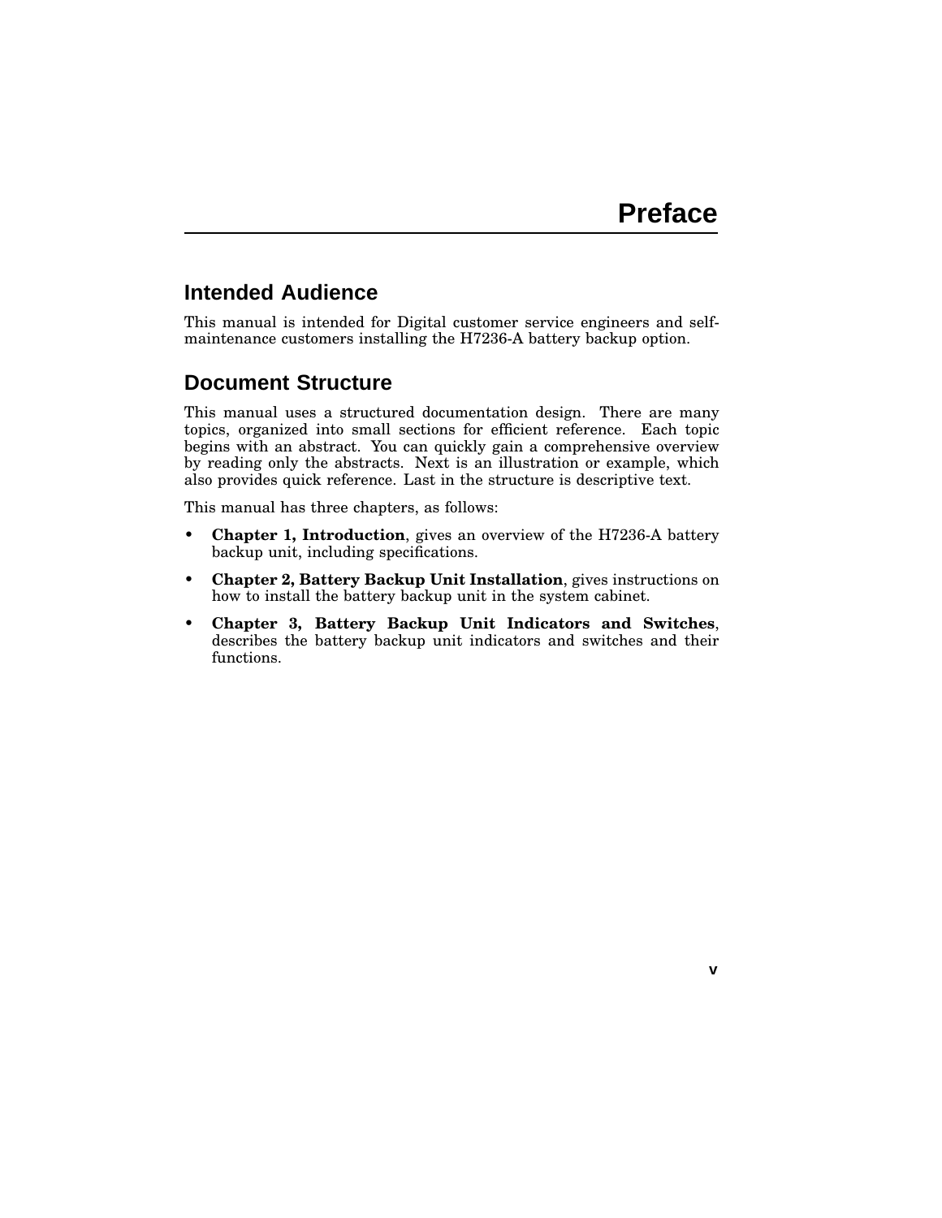# Preface

## Intended Audience

This manual is intended for Digital customer service engineers and self-maintenance customers installing the H7236-A battery backup option.

## Document Structure

This manual uses a structured documentation design. There are many topics, organized into small sections for efficient reference. Each topic begins with an abstract. You can quickly gain a comprehensive overview by reading only the abstracts. Next is an illustration or example, which also provides quick reference. Last in the structure is descriptive text.

This manual has three chapters, as follows:

- **Chapter 1, Introduction**, gives an overview of the H7236-A battery backup unit, including specifications.
- **Chapter 2, Battery Backup Unit Installation**, gives instructions on how to install the battery backup unit in the system cabinet.
- **Chapter 3, Battery Backup Unit Indicators and Switches**, describes the battery backup unit indicators and switches and their functions.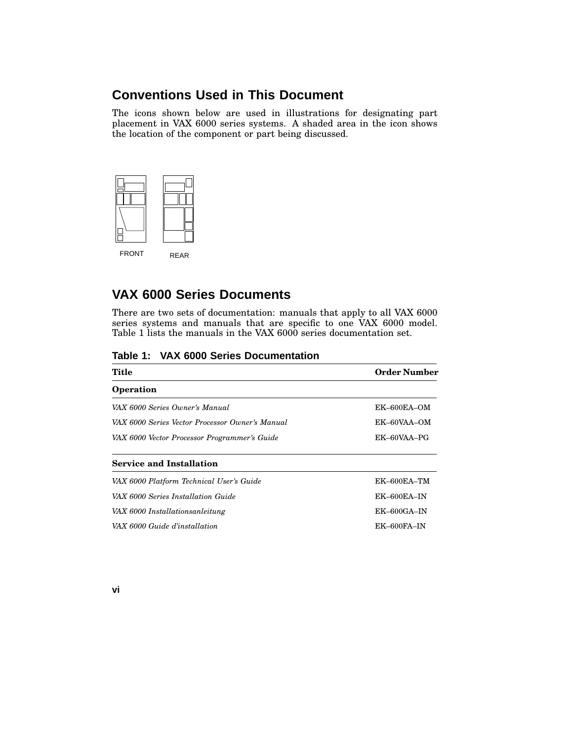## Conventions Used in This Document

The icons shown below are used in illustrations for designating part placement in VAX 6000 series systems. A shaded area in the icon shows the location of the component or part being discussed.

FRONT REAR

## VAX 6000 Series Documents

There are two sets of documentation: manuals that apply to all VAX 6000 series systems and manuals that are specific to one VAX 6000 model. Table 1 lists the manuals in the VAX 6000 series documentation set.

**Table 1: VAX 6000 Series Documentation**

| Title | Order Number |
|---|---|
| **Operation** | |
| *VAX 6000 Series Owner's Manual* | EK–600EA–OM |
| *VAX 6000 Series Vector Processor Owner's Manual* | EK–60VAA–OM |
| *VAX 6000 Vector Processor Programmer's Guide* | EK–60VAA–PG |
| **Service and Installation** | |
| *VAX 6000 Platform Technical User's Guide* | EK–600EA–TM |
| *VAX 6000 Series Installation Guide* | EK–600EA–IN |
| *VAX 6000 Installationsanleitung* | EK–600GA–IN |
| *VAX 6000 Guide d'installation* | EK–600FA–IN |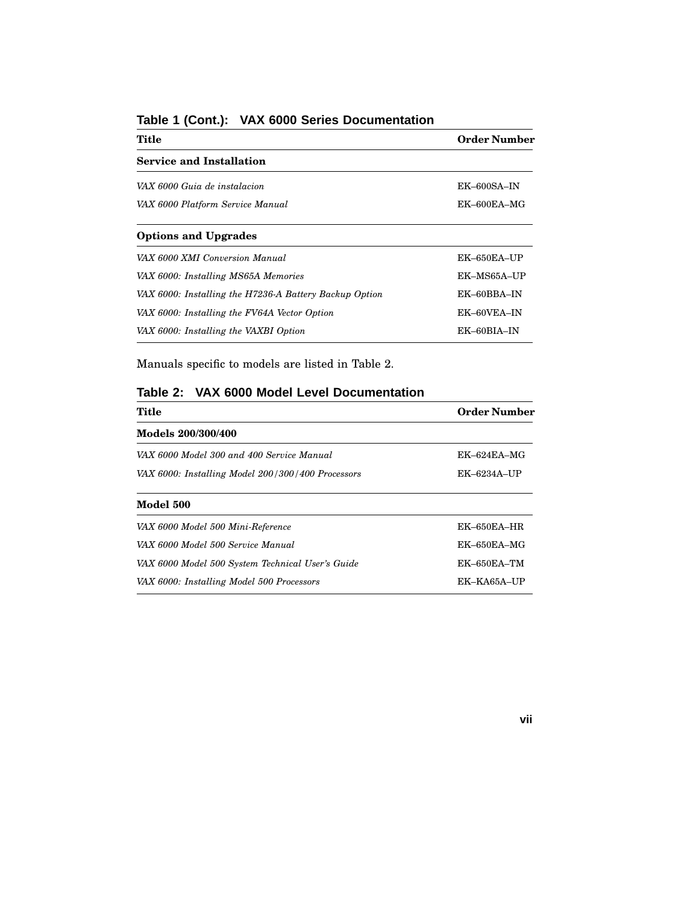**Table 1 (Cont.): VAX 6000 Series Documentation**

| Title | Order Number |
|---|---|
| **Service and Installation** | |
| *VAX 6000 Guia de instalacion* | EK–600SA–IN |
| *VAX 6000 Platform Service Manual* | EK–600EA–MG |
| **Options and Upgrades** | |
| *VAX 6000 XMI Conversion Manual* | EK–650EA–UP |
| *VAX 6000: Installing MS65A Memories* | EK–MS65A–UP |
| *VAX 6000: Installing the H7236-A Battery Backup Option* | EK–60BBA–IN |
| *VAX 6000: Installing the FV64A Vector Option* | EK–60VEA–IN |
| *VAX 6000: Installing the VAXBI Option* | EK–60BIA–IN |

Manuals specific to models are listed in Table 2.

**Table 2: VAX 6000 Model Level Documentation**

| Title | Order Number |
|---|---|
| **Models 200/300/400** | |
| *VAX 6000 Model 300 and 400 Service Manual* | EK–624EA–MG |
| *VAX 6000: Installing Model 200/300/400 Processors* | EK–6234A–UP |
| **Model 500** | |
| *VAX 6000 Model 500 Mini-Reference* | EK–650EA–HR |
| *VAX 6000 Model 500 Service Manual* | EK–650EA–MG |
| *VAX 6000 Model 500 System Technical User's Guide* | EK–650EA–TM |
| *VAX 6000: Installing Model 500 Processors* | EK–KA65A–UP |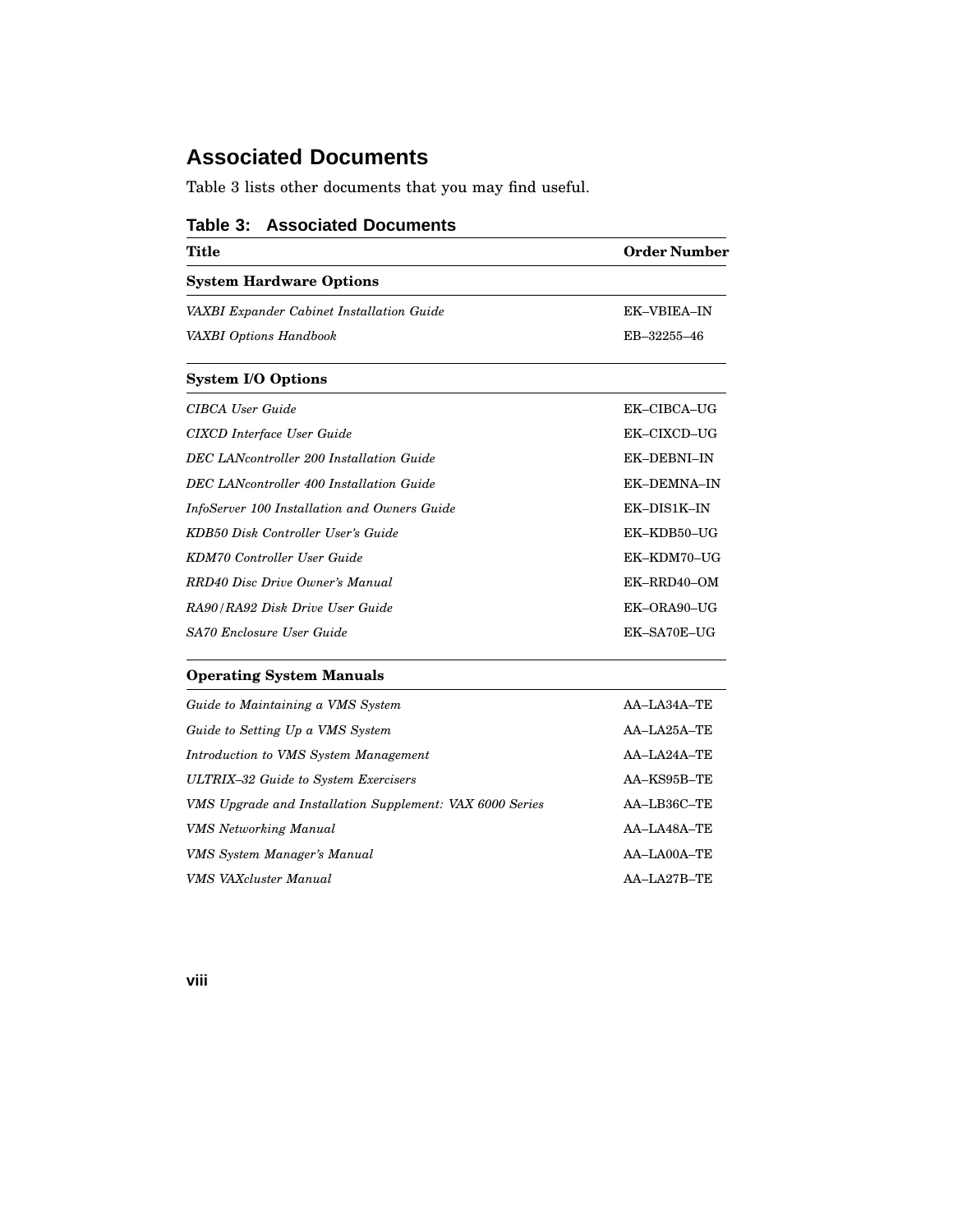## Associated Documents

Table 3 lists other documents that you may find useful.

**Table 3: Associated Documents**

| Title | Order Number |
|---|---|
| **System Hardware Options** | |
| *VAXBI Expander Cabinet Installation Guide* | EK–VBIEA–IN |
| *VAXBI Options Handbook* | EB–32255–46 |
| **System I/O Options** | |
| *CIBCA User Guide* | EK–CIBCA–UG |
| *CIXCD Interface User Guide* | EK–CIXCD–UG |
| *DEC LANcontroller 200 Installation Guide* | EK–DEBNI–IN |
| *DEC LANcontroller 400 Installation Guide* | EK–DEMNA–IN |
| *InfoServer 100 Installation and Owners Guide* | EK–DIS1K–IN |
| *KDB50 Disk Controller User's Guide* | EK–KDB50–UG |
| *KDM70 Controller User Guide* | EK–KDM70–UG |
| *RRD40 Disc Drive Owner's Manual* | EK–RRD40–OM |
| *RA90/RA92 Disk Drive User Guide* | EK–ORA90–UG |
| *SA70 Enclosure User Guide* | EK–SA70E–UG |
| **Operating System Manuals** | |
| *Guide to Maintaining a VMS System* | AA–LA34A–TE |
| *Guide to Setting Up a VMS System* | AA–LA25A–TE |
| *Introduction to VMS System Management* | AA–LA24A–TE |
| *ULTRIX–32 Guide to System Exercisers* | AA–KS95B–TE |
| *VMS Upgrade and Installation Supplement: VAX 6000 Series* | AA–LB36C–TE |
| *VMS Networking Manual* | AA–LA48A–TE |
| *VMS System Manager's Manual* | AA–LA00A–TE |
| *VMS VAXcluster Manual* | AA–LA27B–TE |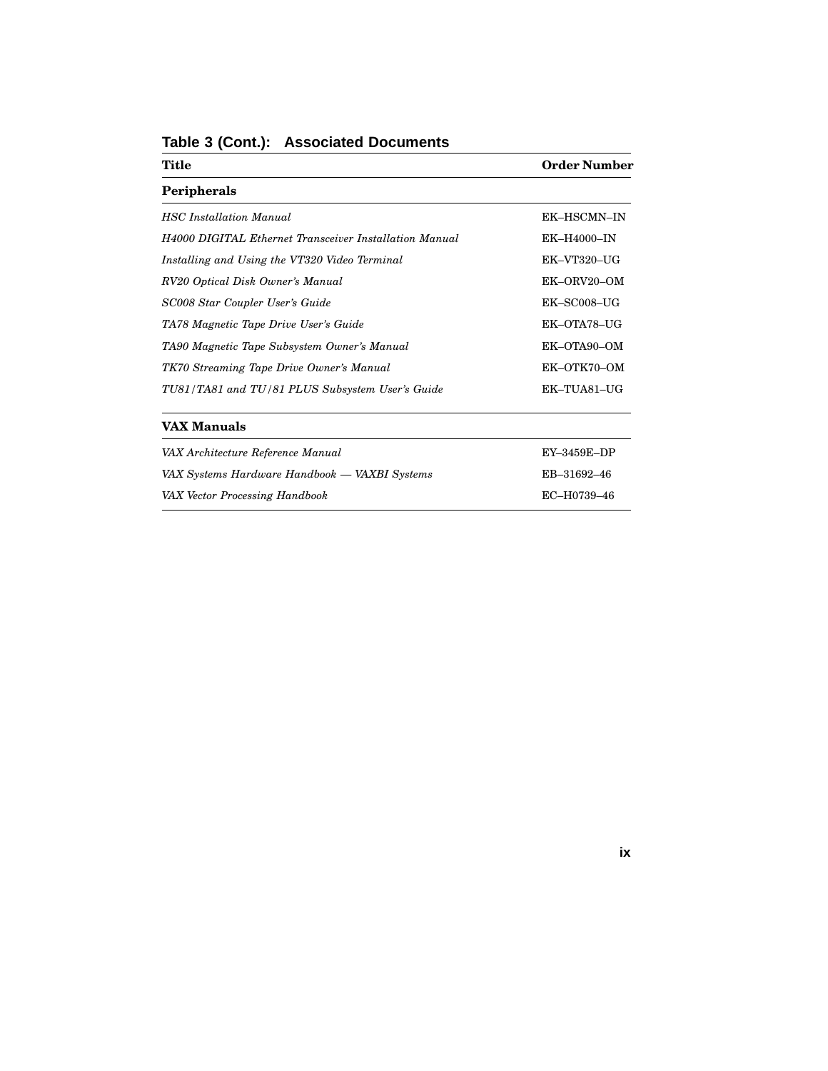**Table 3 (Cont.): Associated Documents**

| Title | Order Number |
|---|---|
| **Peripherals** | |
| *HSC Installation Manual* | EK–HSCMN–IN |
| *H4000 DIGITAL Ethernet Transceiver Installation Manual* | EK–H4000–IN |
| *Installing and Using the VT320 Video Terminal* | EK–VT320–UG |
| *RV20 Optical Disk Owner's Manual* | EK–ORV20–OM |
| *SC008 Star Coupler User's Guide* | EK–SC008–UG |
| *TA78 Magnetic Tape Drive User's Guide* | EK–OTA78–UG |
| *TA90 Magnetic Tape Subsystem Owner's Manual* | EK–OTA90–OM |
| *TK70 Streaming Tape Drive Owner's Manual* | EK–OTK70–OM |
| *TU81/TA81 and TU/81 PLUS Subsystem User's Guide* | EK–TUA81–UG |
| **VAX Manuals** | |
| *VAX Architecture Reference Manual* | EY–3459E–DP |
| *VAX Systems Hardware Handbook — VAXBI Systems* | EB–31692–46 |
| *VAX Vector Processing Handbook* | EC–H0739–46 |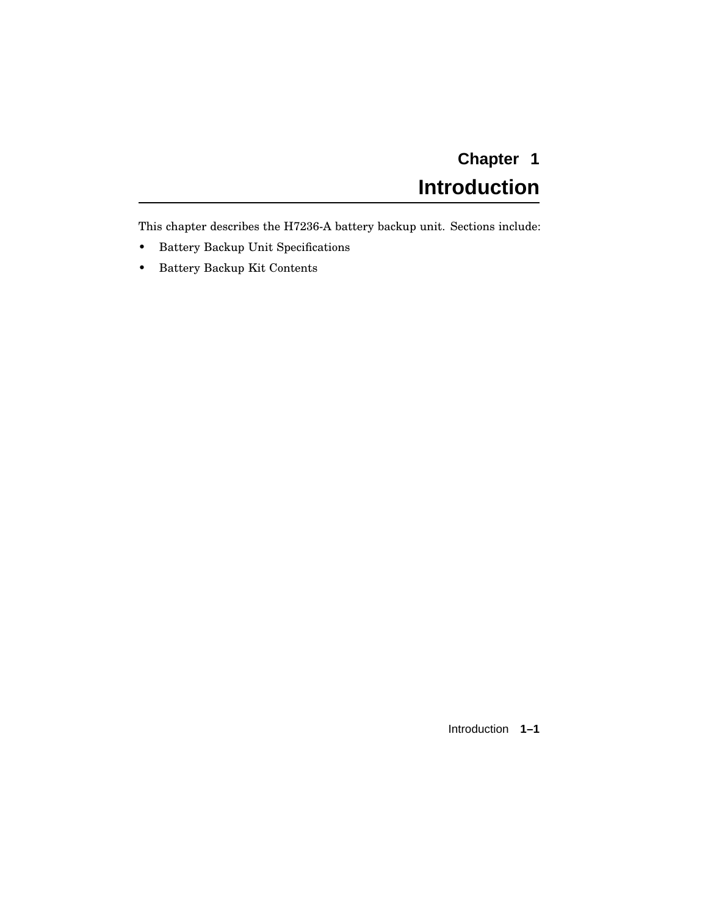# Chapter 1
# Introduction

This chapter describes the H7236-A battery backup unit. Sections include:

- Battery Backup Unit Specifications
- Battery Backup Kit Contents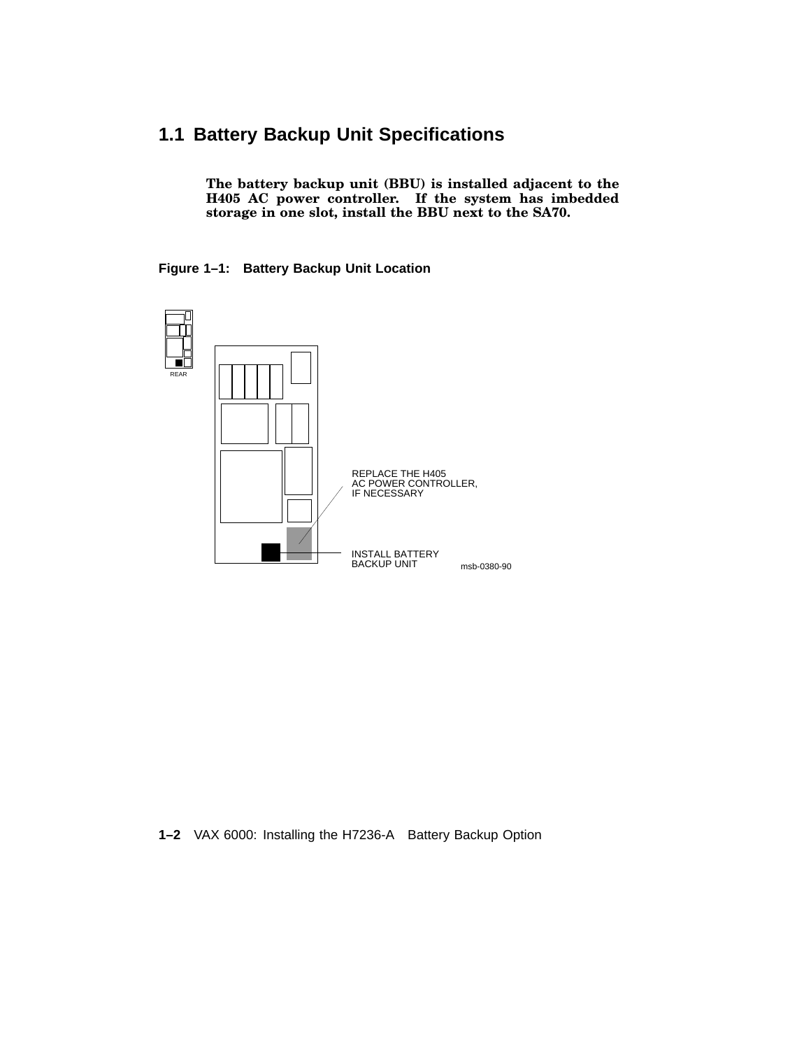## 1.1 Battery Backup Unit Specifications

**The battery backup unit (BBU) is installed adjacent to the H405 AC power controller. If the system has imbedded storage in one slot, install the BBU next to the SA70.**

**Figure 1–1: Battery Backup Unit Location**

REAR

REPLACE THE H405 AC POWER CONTROLLER, IF NECESSARY

INSTALL BATTERY BACKUP UNIT

msb-0380-90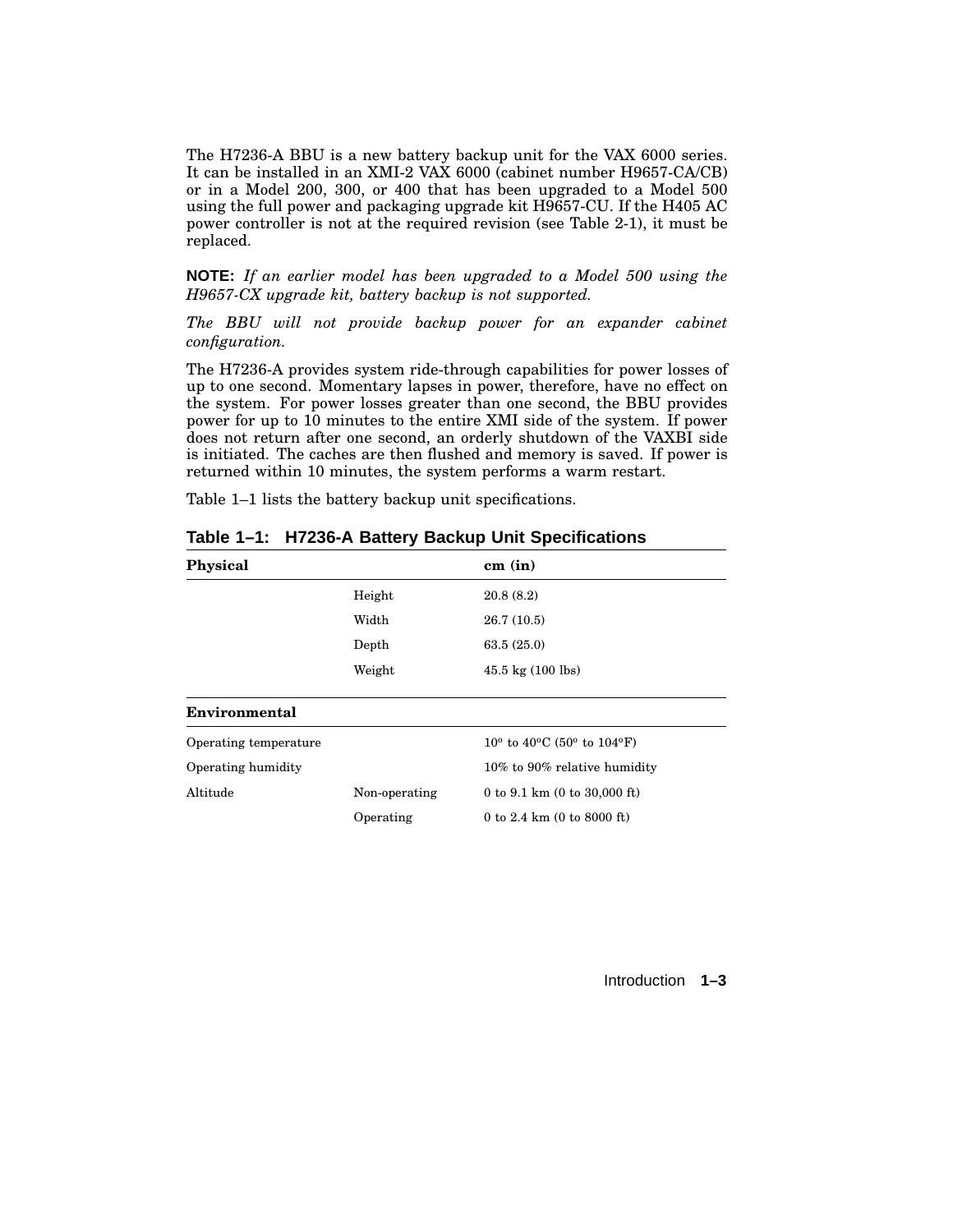The H7236-A BBU is a new battery backup unit for the VAX 6000 series. It can be installed in an XMI-2 VAX 6000 (cabinet number H9657-CA/CB) or in a Model 200, 300, or 400 that has been upgraded to a Model 500 using the full power and packaging upgrade kit H9657-CU. If the H405 AC power controller is not at the required revision (see Table 2-1), it must be replaced.

**NOTE:** *If an earlier model has been upgraded to a Model 500 using the H9657-CX upgrade kit, battery backup is not supported.*

*The BBU will not provide backup power for an expander cabinet configuration.*

The H7236-A provides system ride-through capabilities for power losses of up to one second. Momentary lapses in power, therefore, have no effect on the system. For power losses greater than one second, the BBU provides power for up to 10 minutes to the entire XMI side of the system. If power does not return after one second, an orderly shutdown of the VAXBI side is initiated. The caches are then flushed and memory is saved. If power is returned within 10 minutes, the system performs a warm restart.

Table 1–1 lists the battery backup unit specifications.

**Table 1–1: H7236-A Battery Backup Unit Specifications**

| Physical | | cm (in) |
|---|---|---|
| | Height | 20.8 (8.2) |
| | Width | 26.7 (10.5) |
| | Depth | 63.5 (25.0) |
| | Weight | 45.5 kg (100 lbs) |
| **Environmental** | | |
| Operating temperature | | 10° to 40°C (50° to 104°F) |
| Operating humidity | | 10% to 90% relative humidity |
| Altitude | Non-operating | 0 to 9.1 km (0 to 30,000 ft) |
| | Operating | 0 to 2.4 km (0 to 8000 ft) |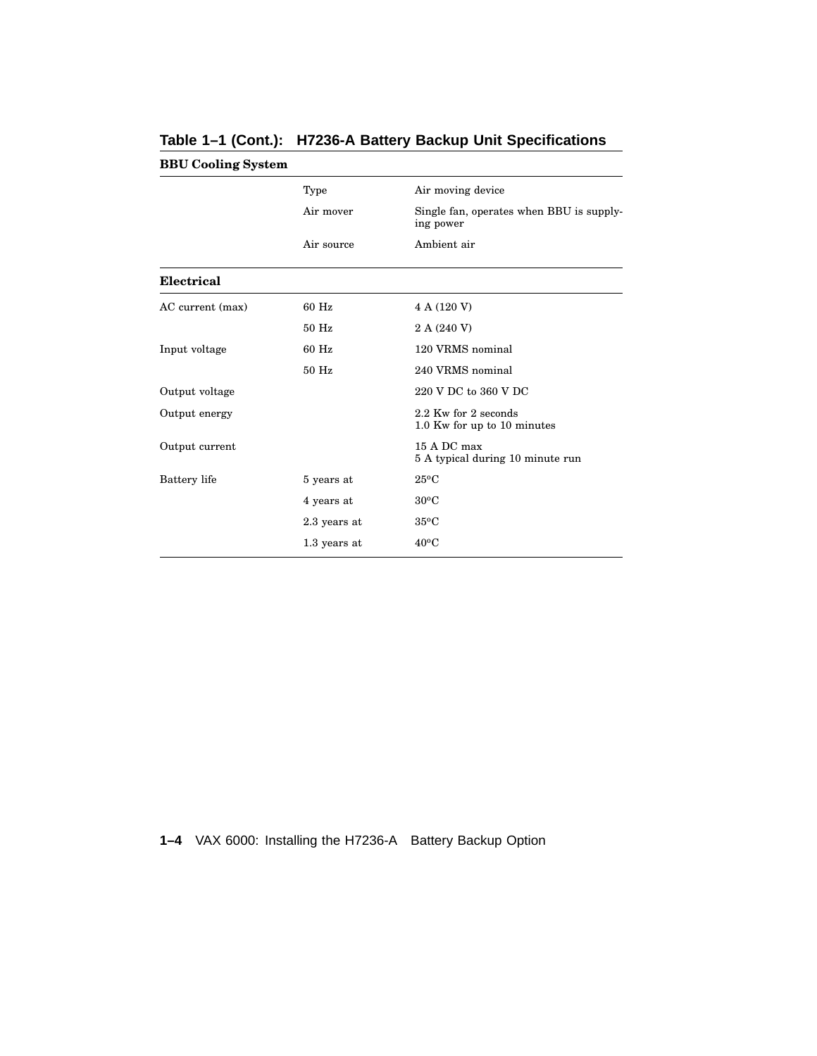**Table 1–1 (Cont.): H7236-A Battery Backup Unit Specifications**

| | | |
|---|---|---|
| **BBU Cooling System** | | |
| | Type | Air moving device |
| | Air mover | Single fan, operates when BBU is supplying power |
| | Air source | Ambient air |
| **Electrical** | | |
| AC current (max) | 60 Hz | 4 A (120 V) |
| | 50 Hz | 2 A (240 V) |
| Input voltage | 60 Hz | 120 VRMS nominal |
| | 50 Hz | 240 VRMS nominal |
| Output voltage | | 220 V DC to 360 V DC |
| Output energy | | 2.2 Kw for 2 seconds<br>1.0 Kw for up to 10 minutes |
| Output current | | 15 A DC max<br>5 A typical during 10 minute run |
| Battery life | 5 years at | 25°C |
| | 4 years at | 30°C |
| | 2.3 years at | 35°C |
| | 1.3 years at | 40°C |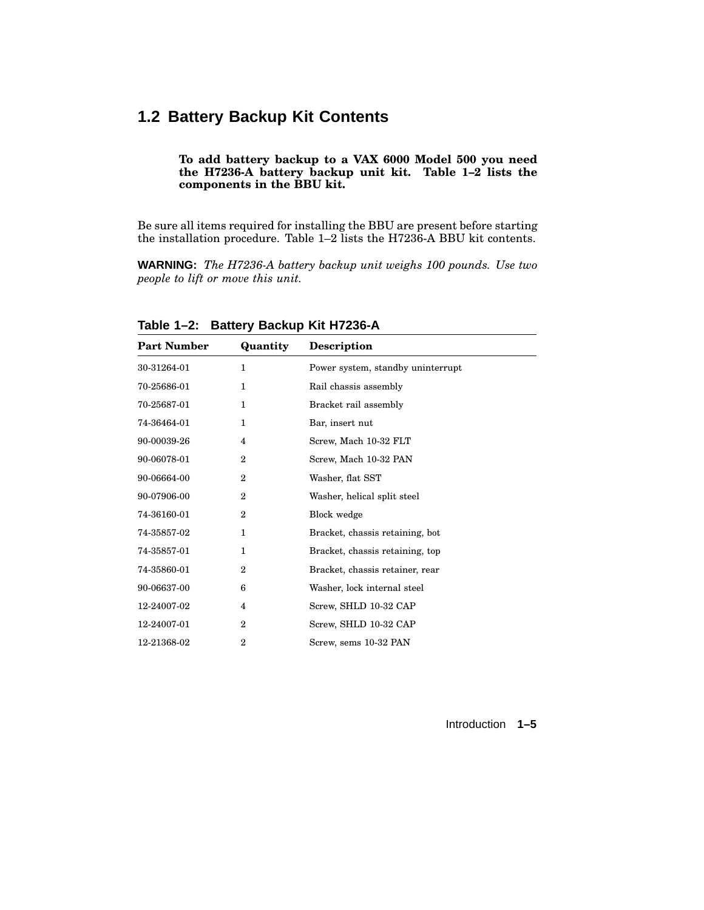## 1.2 Battery Backup Kit Contents

**To add battery backup to a VAX 6000 Model 500 you need the H7236-A battery backup unit kit. Table 1–2 lists the components in the BBU kit.**

Be sure all items required for installing the BBU are present before starting the installation procedure. Table 1–2 lists the H7236-A BBU kit contents.

**WARNING:** *The H7236-A battery backup unit weighs 100 pounds. Use two people to lift or move this unit.*

**Table 1–2: Battery Backup Kit H7236-A**

| Part Number | Quantity | Description |
|---|---|---|
| 30-31264-01 | 1 | Power system, standby uninterrupt |
| 70-25686-01 | 1 | Rail chassis assembly |
| 70-25687-01 | 1 | Bracket rail assembly |
| 74-36464-01 | 1 | Bar, insert nut |
| 90-00039-26 | 4 | Screw, Mach 10-32 FLT |
| 90-06078-01 | 2 | Screw, Mach 10-32 PAN |
| 90-06664-00 | 2 | Washer, flat SST |
| 90-07906-00 | 2 | Washer, helical split steel |
| 74-36160-01 | 2 | Block wedge |
| 74-35857-02 | 1 | Bracket, chassis retaining, bot |
| 74-35857-01 | 1 | Bracket, chassis retaining, top |
| 74-35860-01 | 2 | Bracket, chassis retainer, rear |
| 90-06637-00 | 6 | Washer, lock internal steel |
| 12-24007-02 | 4 | Screw, SHLD 10-32 CAP |
| 12-24007-01 | 2 | Screw, SHLD 10-32 CAP |
| 12-21368-02 | 2 | Screw, sems 10-32 PAN |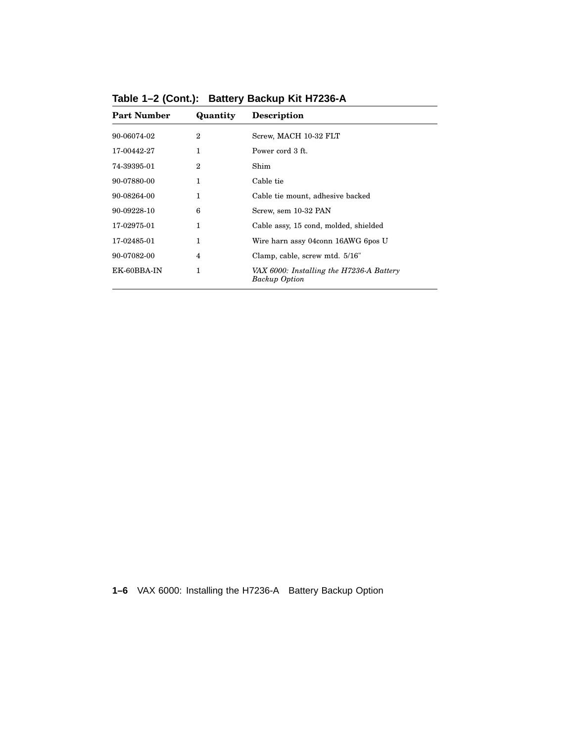**Table 1–2 (Cont.): Battery Backup Kit H7236-A**

| Part Number | Quantity | Description |
|---|---|---|
| 90-06074-02 | 2 | Screw, MACH 10-32 FLT |
| 17-00442-27 | 1 | Power cord 3 ft. |
| 74-39395-01 | 2 | Shim |
| 90-07880-00 | 1 | Cable tie |
| 90-08264-00 | 1 | Cable tie mount, adhesive backed |
| 90-09228-10 | 6 | Screw, sem 10-32 PAN |
| 17-02975-01 | 1 | Cable assy, 15 cond, molded, shielded |
| 17-02485-01 | 1 | Wire harn assy 04conn 16AWG 6pos U |
| 90-07082-00 | 4 | Clamp, cable, screw mtd. 5/16" |
| EK-60BBA-IN | 1 | *VAX 6000: Installing the H7236-A Battery Backup Option* |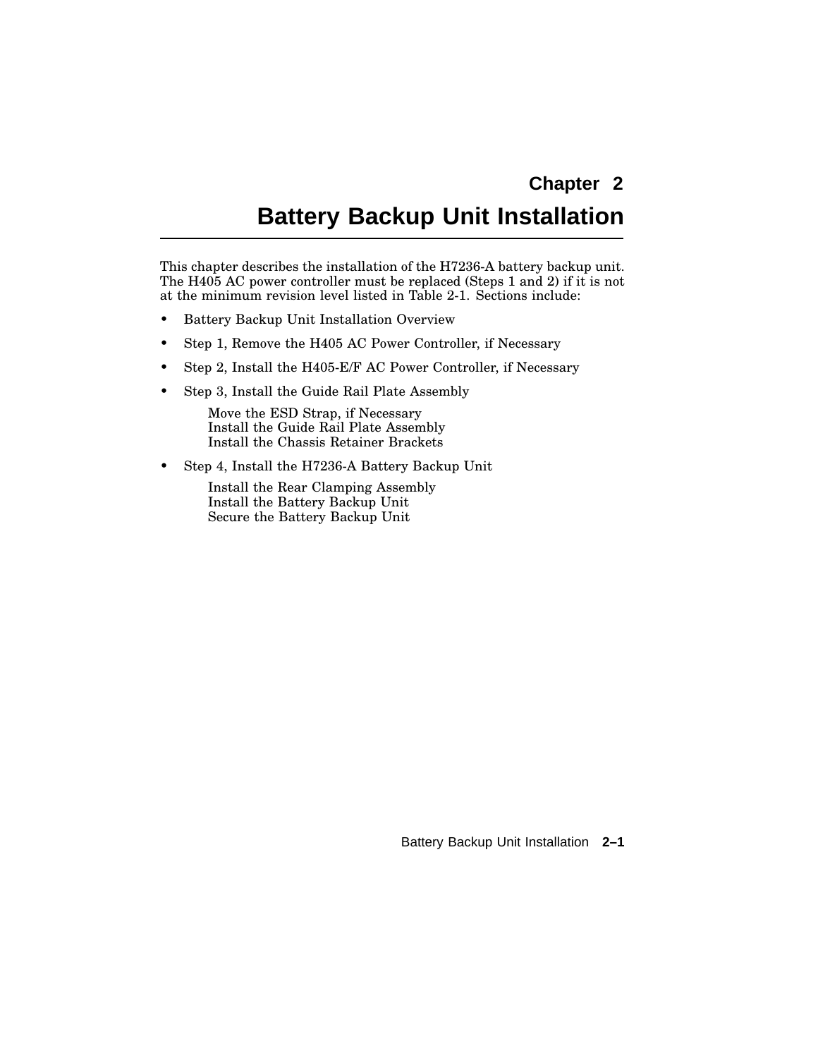# Chapter 2

# Battery Backup Unit Installation

This chapter describes the installation of the H7236-A battery backup unit. The H405 AC power controller must be replaced (Steps 1 and 2) if it is not at the minimum revision level listed in Table 2-1. Sections include:

- Battery Backup Unit Installation Overview
- Step 1, Remove the H405 AC Power Controller, if Necessary
- Step 2, Install the H405-E/F AC Power Controller, if Necessary
- Step 3, Install the Guide Rail Plate Assembly

  Move the ESD Strap, if Necessary
  Install the Guide Rail Plate Assembly
  Install the Chassis Retainer Brackets

- Step 4, Install the H7236-A Battery Backup Unit

  Install the Rear Clamping Assembly
  Install the Battery Backup Unit
  Secure the Battery Backup Unit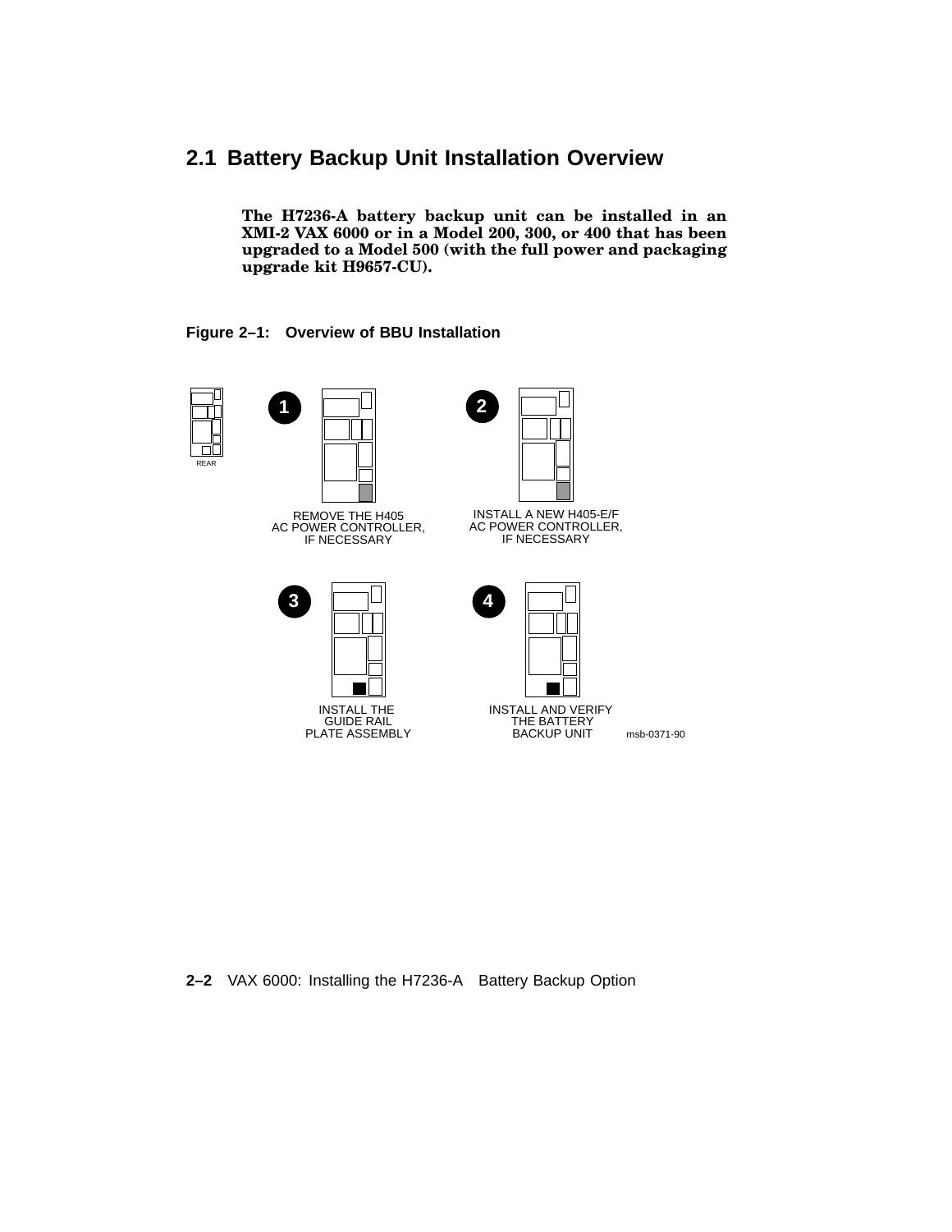## 2.1 Battery Backup Unit Installation Overview

**The H7236-A battery backup unit can be installed in an XMI-2 VAX 6000 or in a Model 200, 300, or 400 that has been upgraded to a Model 500 (with the full power and packaging upgrade kit H9657-CU).**

**Figure 2–1: Overview of BBU Installation**

REAR

1 REMOVE THE H405 AC POWER CONTROLLER, IF NECESSARY

2 INSTALL A NEW H405-E/F AC POWER CONTROLLER, IF NECESSARY

3 INSTALL THE GUIDE RAIL PLATE ASSEMBLY

4 INSTALL AND VERIFY THE BATTERY BACKUP UNIT

msb-0371-90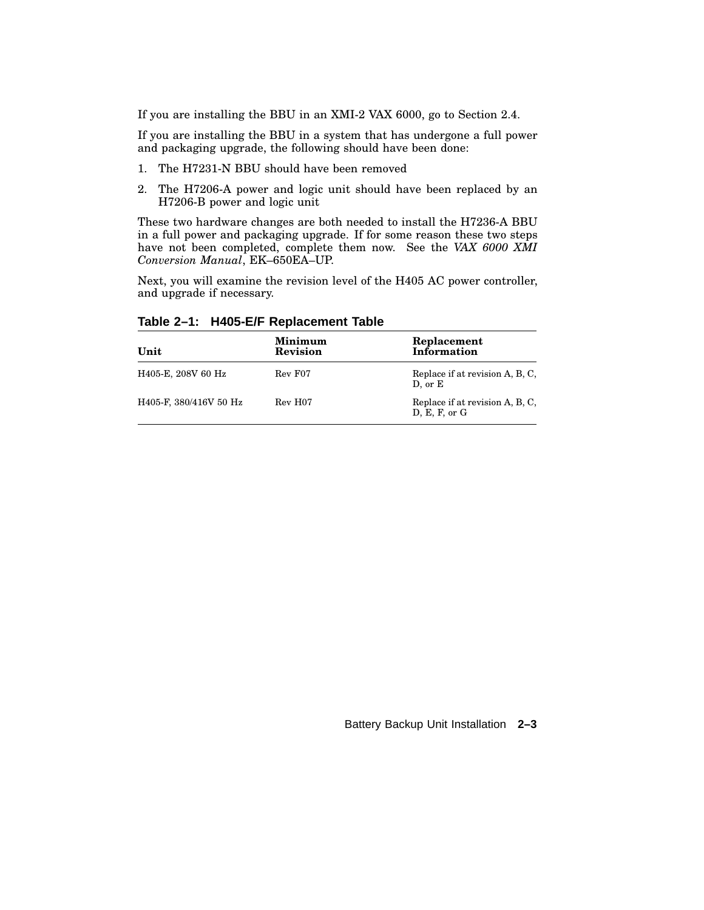If you are installing the BBU in an XMI-2 VAX 6000, go to Section 2.4.

If you are installing the BBU in a system that has undergone a full power and packaging upgrade, the following should have been done:

1. The H7231-N BBU should have been removed
2. The H7206-A power and logic unit should have been replaced by an H7206-B power and logic unit

These two hardware changes are both needed to install the H7236-A BBU in a full power and packaging upgrade. If for some reason these two steps have not been completed, complete them now. See the *VAX 6000 XMI Conversion Manual*, EK–650EA–UP.

Next, you will examine the revision level of the H405 AC power controller, and upgrade if necessary.

**Table 2–1: H405-E/F Replacement Table**

| Unit | Minimum Revision | Replacement Information |
|---|---|---|
| H405-E, 208V 60 Hz | Rev F07 | Replace if at revision A, B, C, D, or E |
| H405-F, 380/416V 50 Hz | Rev H07 | Replace if at revision A, B, C, D, E, F, or G |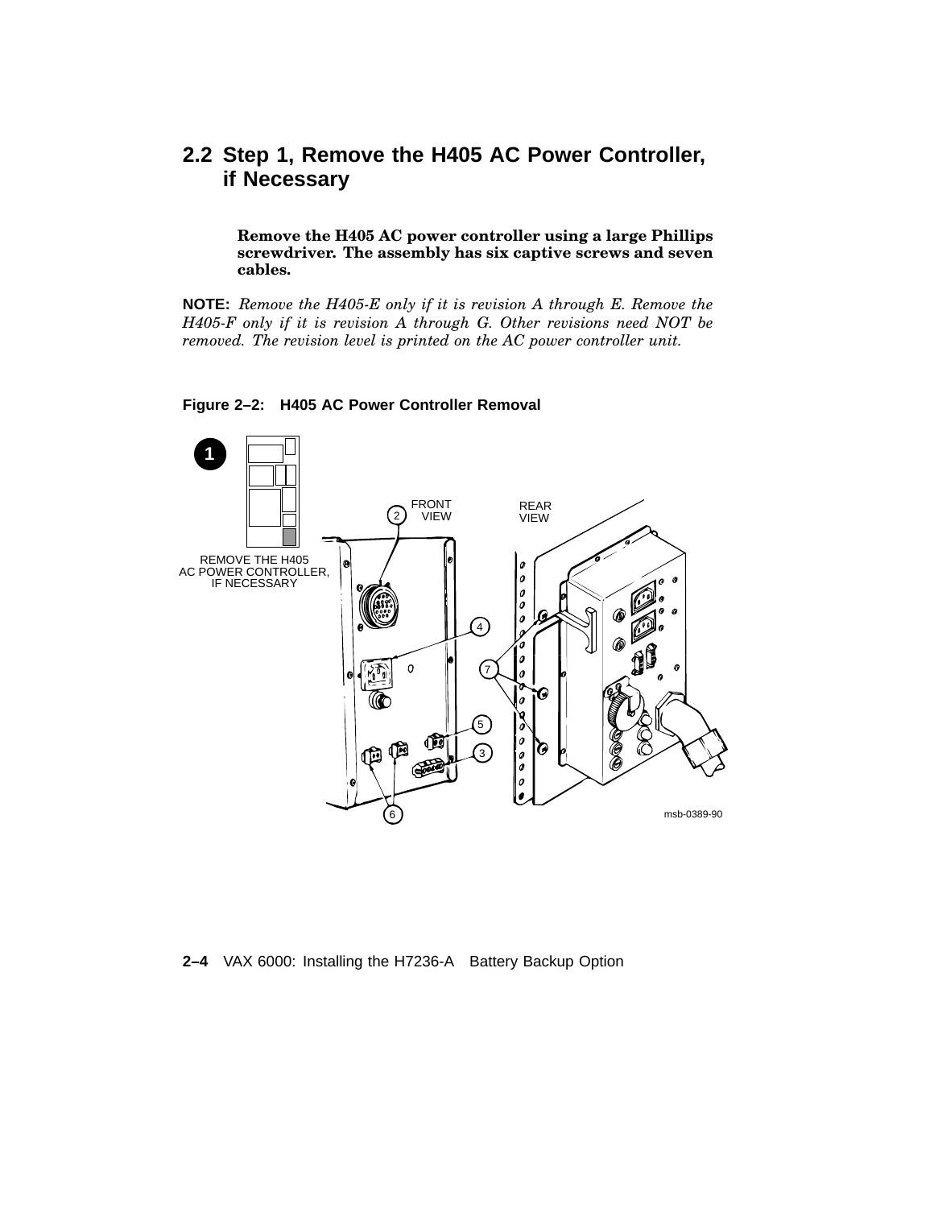## 2.2 Step 1, Remove the H405 AC Power Controller, if Necessary

**Remove the H405 AC power controller using a large Phillips screwdriver. The assembly has six captive screws and seven cables.**

**NOTE:** *Remove the H405-E only if it is revision A through E. Remove the H405-F only if it is revision A through G. Other revisions need NOT be removed. The revision level is printed on the AC power controller unit.*

**Figure 2–2: H405 AC Power Controller Removal**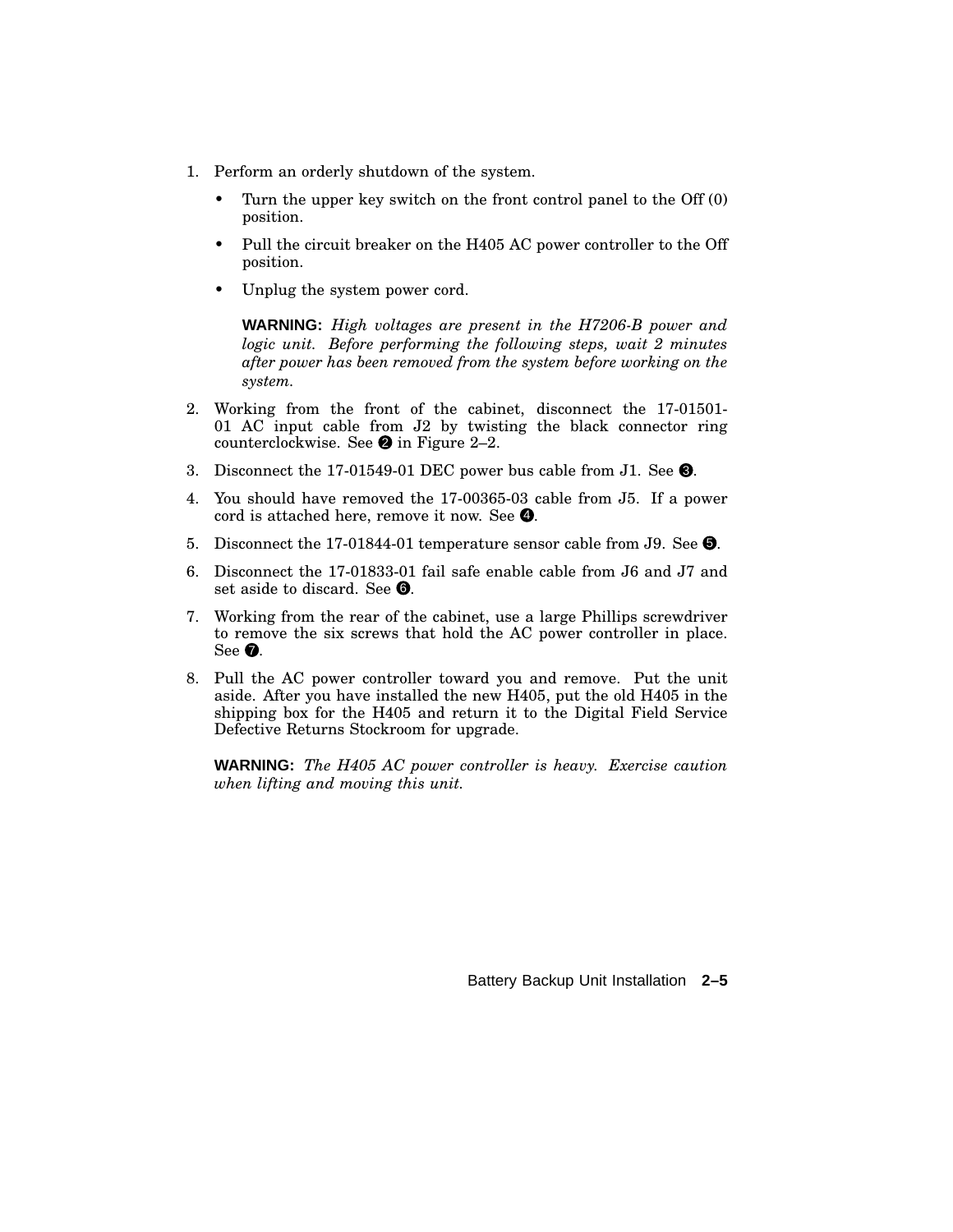1. Perform an orderly shutdown of the system.

   - Turn the upper key switch on the front control panel to the Off (0) position.
   - Pull the circuit breaker on the H405 AC power controller to the Off position.
   - Unplug the system power cord.

   **WARNING:** *High voltages are present in the H7206-B power and logic unit. Before performing the following steps, wait 2 minutes after power has been removed from the system before working on the system.*

2. Working from the front of the cabinet, disconnect the 17-01501-01 AC input cable from J2 by twisting the black connector ring counterclockwise. See ❷ in Figure 2–2.
3. Disconnect the 17-01549-01 DEC power bus cable from J1. See ❸.
4. You should have removed the 17-00365-03 cable from J5. If a power cord is attached here, remove it now. See ❹.
5. Disconnect the 17-01844-01 temperature sensor cable from J9. See ❺.
6. Disconnect the 17-01833-01 fail safe enable cable from J6 and J7 and set aside to discard. See ❻.
7. Working from the rear of the cabinet, use a large Phillips screwdriver to remove the six screws that hold the AC power controller in place. See ❼.
8. Pull the AC power controller toward you and remove. Put the unit aside. After you have installed the new H405, put the old H405 in the shipping box for the H405 and return it to the Digital Field Service Defective Returns Stockroom for upgrade.

   **WARNING:** *The H405 AC power controller is heavy. Exercise caution when lifting and moving this unit.*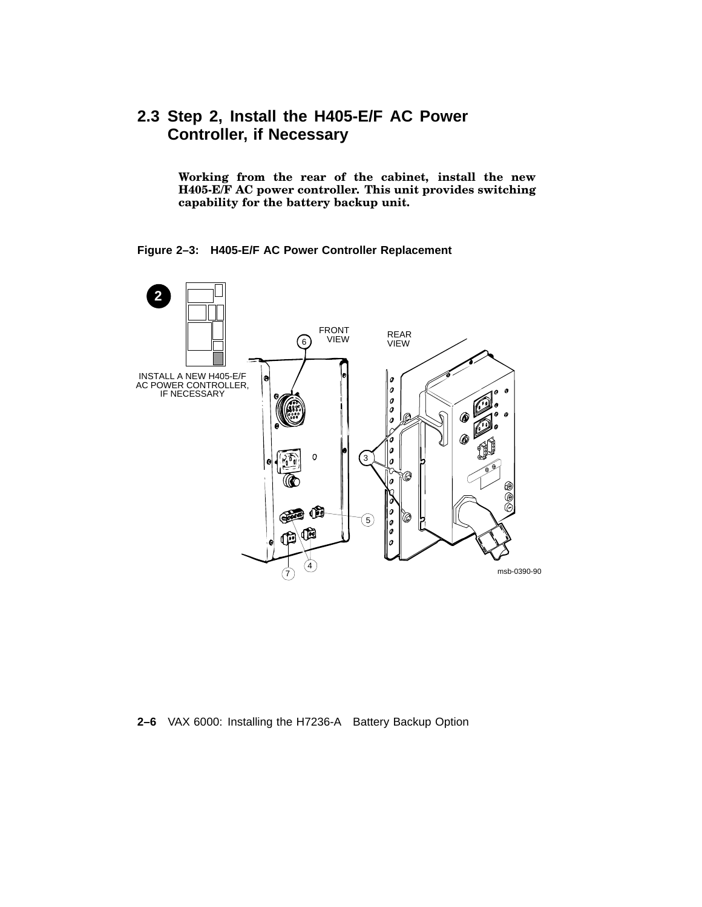## 2.3 Step 2, Install the H405-E/F AC Power Controller, if Necessary

**Working from the rear of the cabinet, install the new H405-E/F AC power controller. This unit provides switching capability for the battery backup unit.**

**Figure 2–3: H405-E/F AC Power Controller Replacement**

2

INSTALL A NEW H405-E/F AC POWER CONTROLLER, IF NECESSARY

FRONT VIEW

REAR VIEW

6

3

5

4

7

msb-0390-90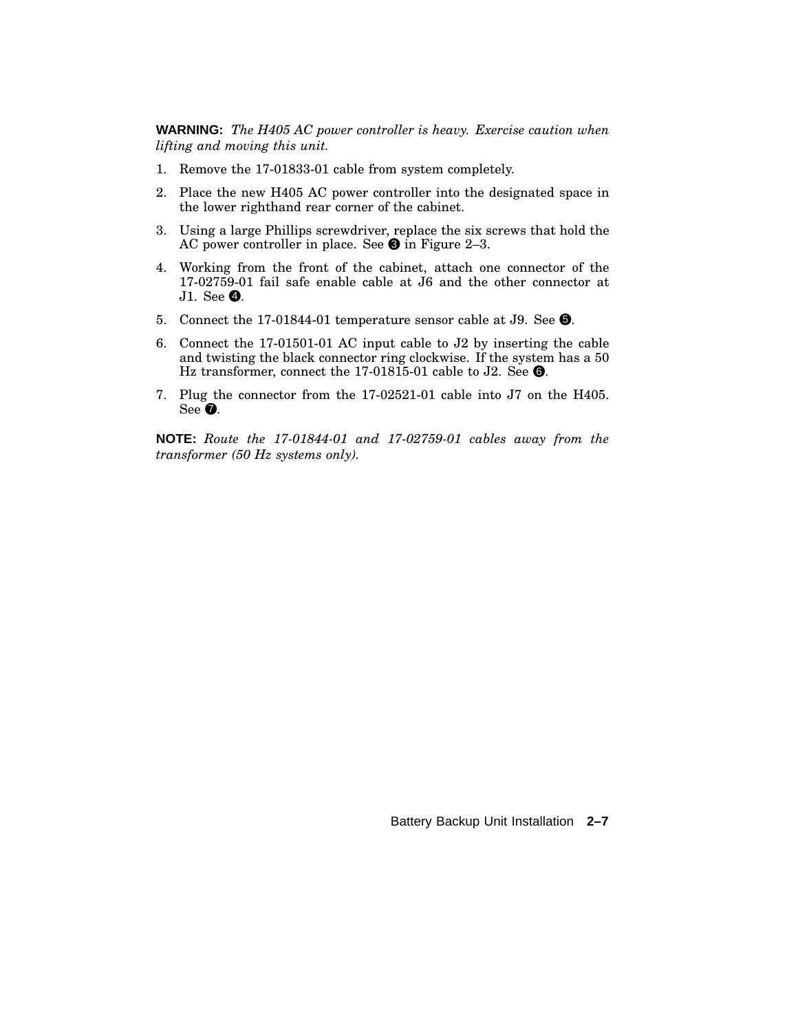**WARNING:** *The H405 AC power controller is heavy. Exercise caution when lifting and moving this unit.*

1. Remove the 17-01833-01 cable from system completely.
2. Place the new H405 AC power controller into the designated space in the lower righthand rear corner of the cabinet.
3. Using a large Phillips screwdriver, replace the six screws that hold the AC power controller in place. See ❸ in Figure 2–3.
4. Working from the front of the cabinet, attach one connector of the 17-02759-01 fail safe enable cable at J6 and the other connector at J1. See ❹.
5. Connect the 17-01844-01 temperature sensor cable at J9. See ❺.
6. Connect the 17-01501-01 AC input cable to J2 by inserting the cable and twisting the black connector ring clockwise. If the system has a 50 Hz transformer, connect the 17-01815-01 cable to J2. See ❻.
7. Plug the connector from the 17-02521-01 cable into J7 on the H405. See ❼.

**NOTE:** *Route the 17-01844-01 and 17-02759-01 cables away from the transformer (50 Hz systems only).*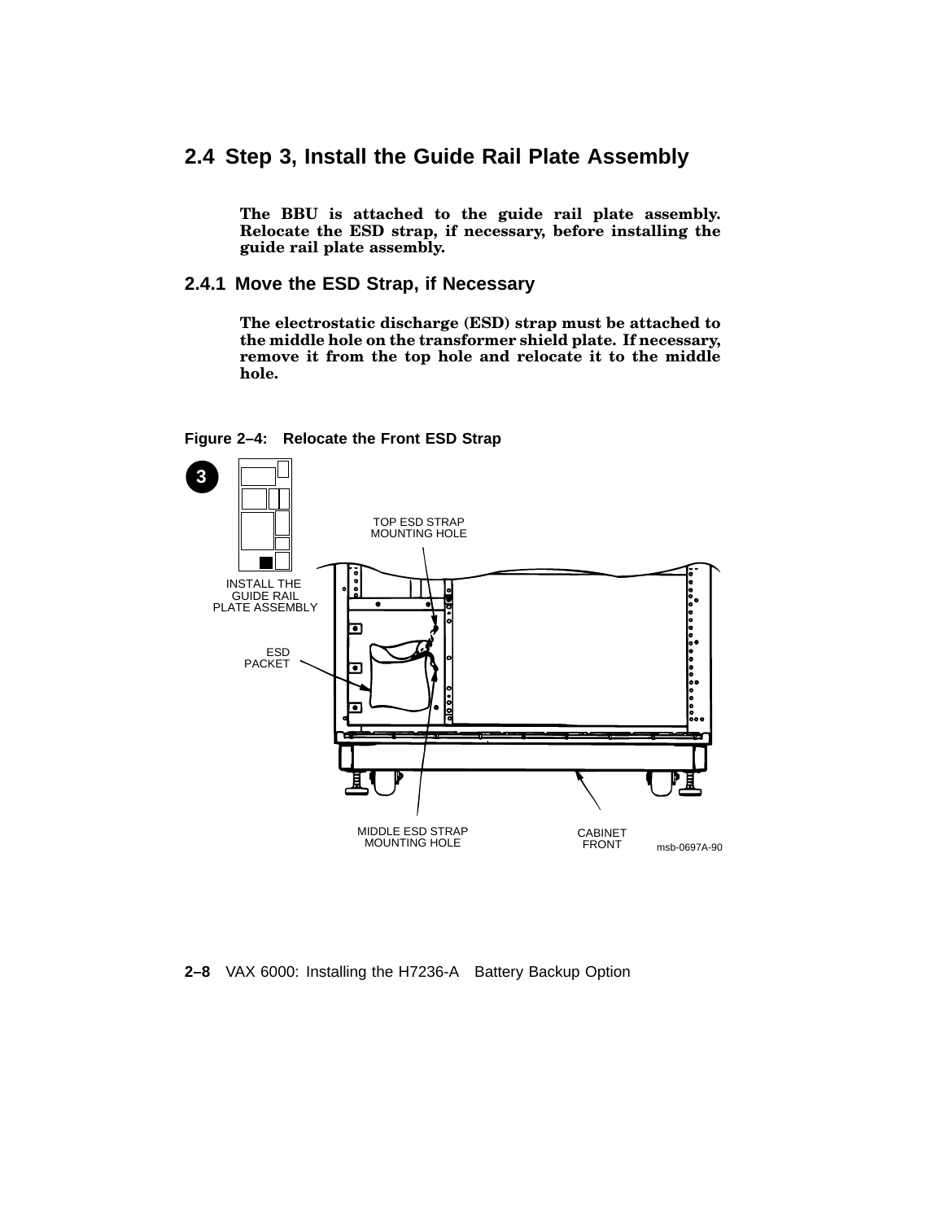## 2.4 Step 3, Install the Guide Rail Plate Assembly

**The BBU is attached to the guide rail plate assembly. Relocate the ESD strap, if necessary, before installing the guide rail plate assembly.**

### 2.4.1 Move the ESD Strap, if Necessary

**The electrostatic discharge (ESD) strap must be attached to the middle hole on the transformer shield plate. If necessary, remove it from the top hole and relocate it to the middle hole.**

**Figure 2–4: Relocate the Front ESD Strap**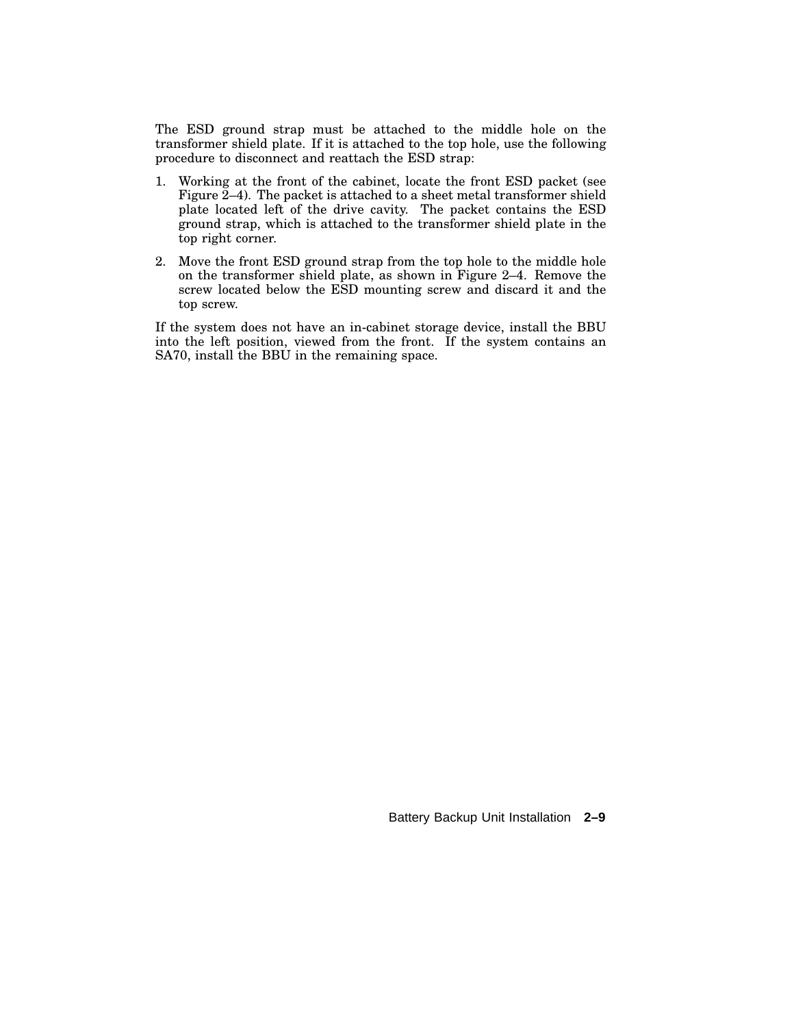The ESD ground strap must be attached to the middle hole on the transformer shield plate. If it is attached to the top hole, use the following procedure to disconnect and reattach the ESD strap:

1. Working at the front of the cabinet, locate the front ESD packet (see Figure 2–4). The packet is attached to a sheet metal transformer shield plate located left of the drive cavity. The packet contains the ESD ground strap, which is attached to the transformer shield plate in the top right corner.
2. Move the front ESD ground strap from the top hole to the middle hole on the transformer shield plate, as shown in Figure 2–4. Remove the screw located below the ESD mounting screw and discard it and the top screw.

If the system does not have an in-cabinet storage device, install the BBU into the left position, viewed from the front. If the system contains an SA70, install the BBU in the remaining space.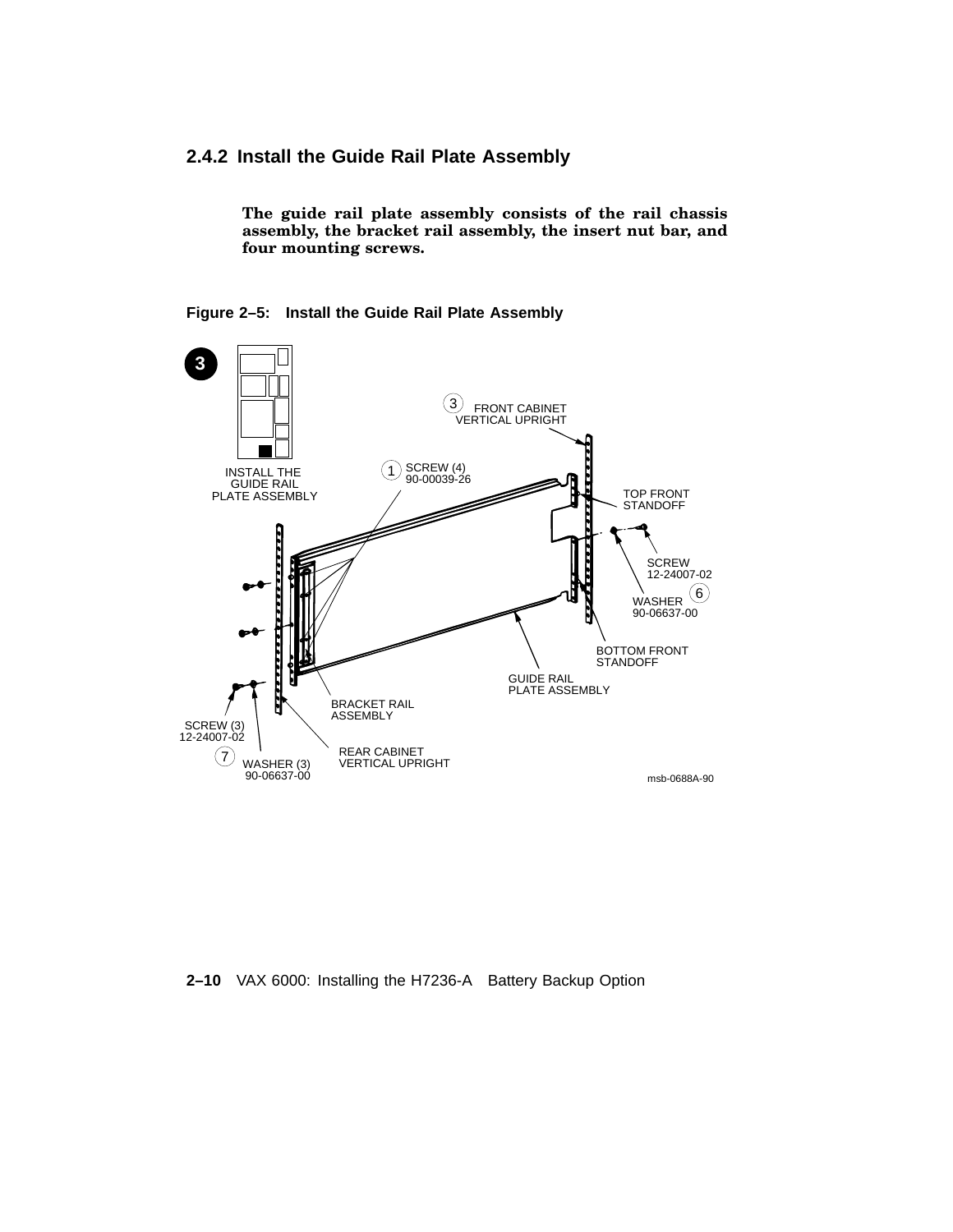### 2.4.2 Install the Guide Rail Plate Assembly

**The guide rail plate assembly consists of the rail chassis assembly, the bracket rail assembly, the insert nut bar, and four mounting screws.**

**Figure 2–5: Install the Guide Rail Plate Assembly**

3 INSTALL THE GUIDE RAIL PLATE ASSEMBLY

3 FRONT CABINET VERTICAL UPRIGHT

1 SCREW (4) 90-00039-26

TOP FRONT STANDOFF

SCREW 12-24007-02

WASHER 90-06637-00 6

BOTTOM FRONT STANDOFF

GUIDE RAIL PLATE ASSEMBLY

BRACKET RAIL ASSEMBLY

SCREW (3) 12-24007-02

7 WASHER (3) 90-06637-00

REAR CABINET VERTICAL UPRIGHT

msb-0688A-90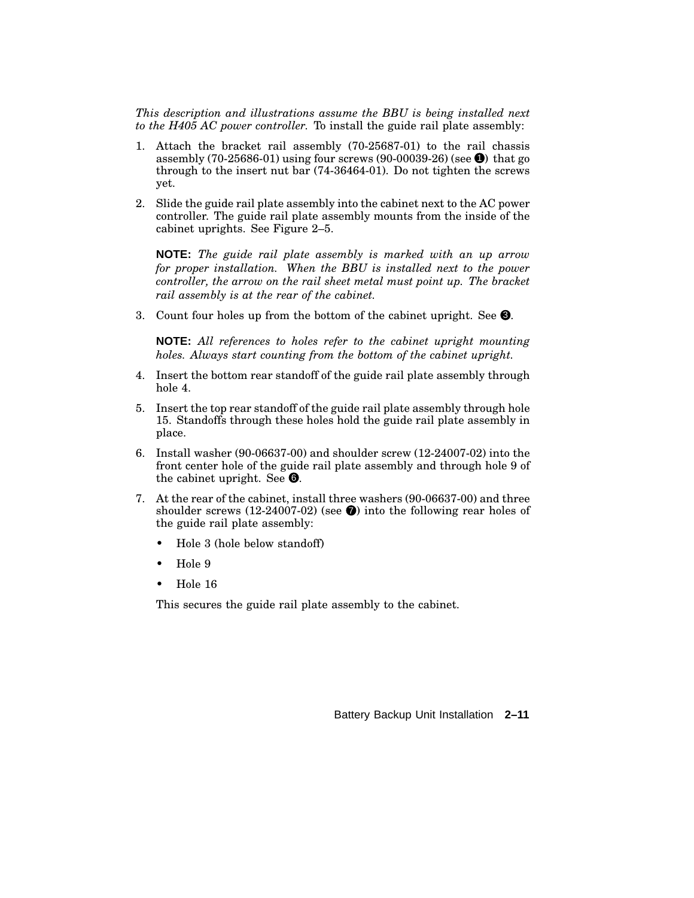*This description and illustrations assume the BBU is being installed next to the H405 AC power controller.* To install the guide rail plate assembly:

1. Attach the bracket rail assembly (70-25687-01) to the rail chassis assembly (70-25686-01) using four screws (90-00039-26) (see ❶) that go through to the insert nut bar (74-36464-01). Do not tighten the screws yet.

2. Slide the guide rail plate assembly into the cabinet next to the AC power controller. The guide rail plate assembly mounts from the inside of the cabinet uprights. See Figure 2–5.

   **NOTE:** *The guide rail plate assembly is marked with an up arrow for proper installation. When the BBU is installed next to the power controller, the arrow on the rail sheet metal must point up. The bracket rail assembly is at the rear of the cabinet.*

3. Count four holes up from the bottom of the cabinet upright. See ❸.

   **NOTE:** *All references to holes refer to the cabinet upright mounting holes. Always start counting from the bottom of the cabinet upright.*

4. Insert the bottom rear standoff of the guide rail plate assembly through hole 4.

5. Insert the top rear standoff of the guide rail plate assembly through hole 15. Standoffs through these holes hold the guide rail plate assembly in place.

6. Install washer (90-06637-00) and shoulder screw (12-24007-02) into the front center hole of the guide rail plate assembly and through hole 9 of the cabinet upright. See ❻.

7. At the rear of the cabinet, install three washers (90-06637-00) and three shoulder screws (12-24007-02) (see ❼) into the following rear holes of the guide rail plate assembly:

   - Hole 3 (hole below standoff)
   - Hole 9
   - Hole 16

   This secures the guide rail plate assembly to the cabinet.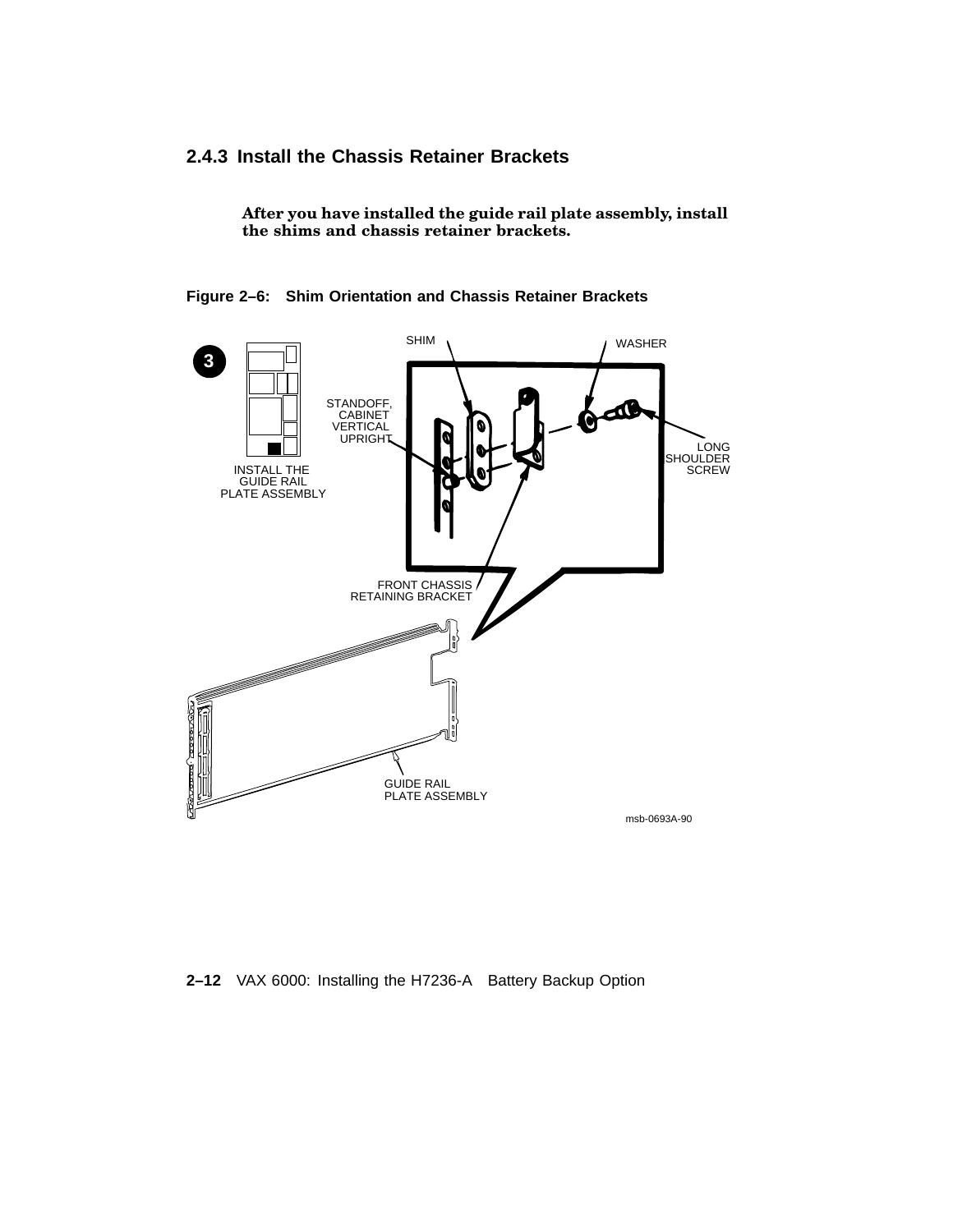### 2.4.3 Install the Chassis Retainer Brackets

**After you have installed the guide rail plate assembly, install the shims and chassis retainer brackets.**

**Figure 2–6: Shim Orientation and Chassis Retainer Brackets**

3

INSTALL THE GUIDE RAIL PLATE ASSEMBLY

SHIM

WASHER

STANDOFF, CABINET VERTICAL UPRIGHT

LONG SHOULDER SCREW

FRONT CHASSIS RETAINING BRACKET

GUIDE RAIL PLATE ASSEMBLY

msb-0693A-90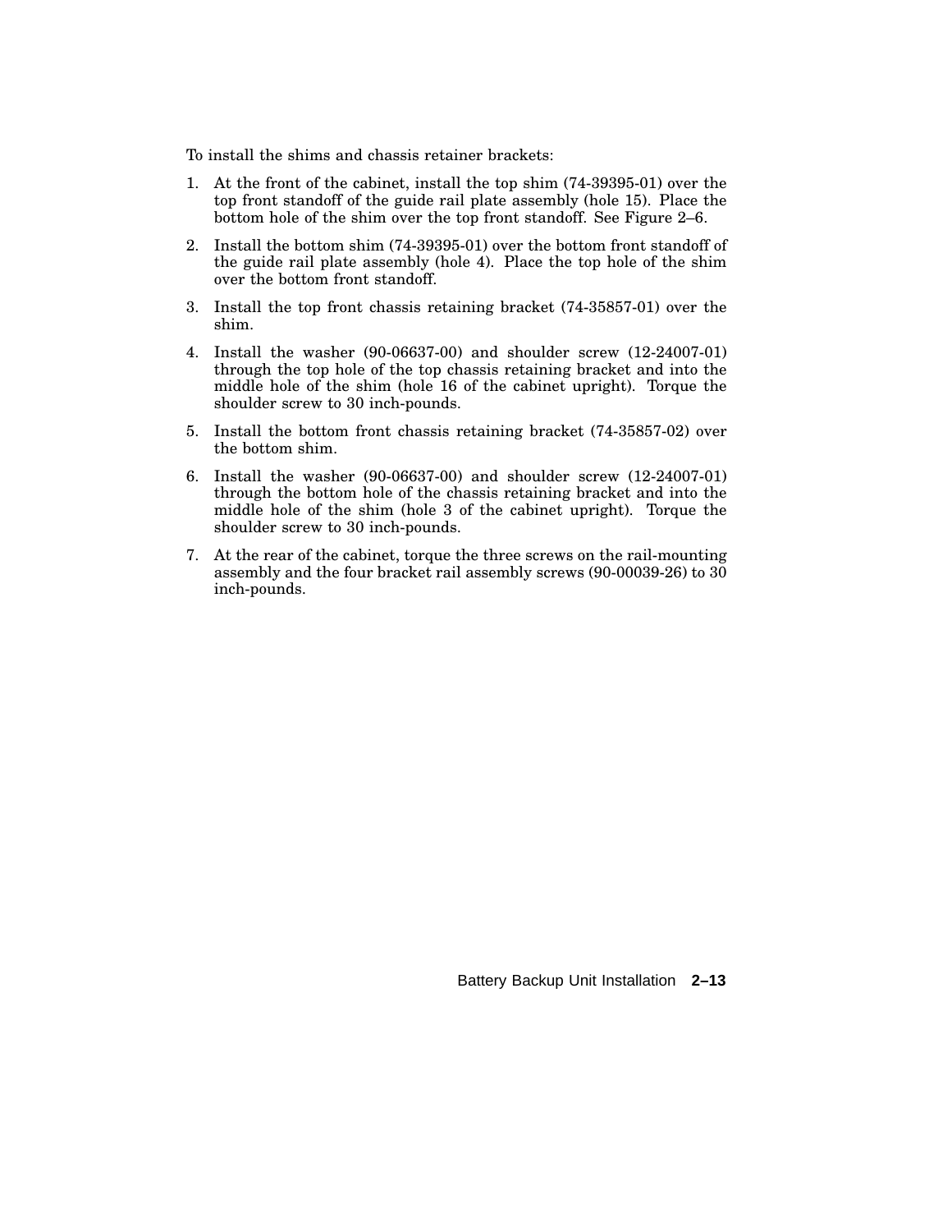To install the shims and chassis retainer brackets:

1. At the front of the cabinet, install the top shim (74-39395-01) over the top front standoff of the guide rail plate assembly (hole 15). Place the bottom hole of the shim over the top front standoff. See Figure 2–6.
2. Install the bottom shim (74-39395-01) over the bottom front standoff of the guide rail plate assembly (hole 4). Place the top hole of the shim over the bottom front standoff.
3. Install the top front chassis retaining bracket (74-35857-01) over the shim.
4. Install the washer (90-06637-00) and shoulder screw (12-24007-01) through the top hole of the top chassis retaining bracket and into the middle hole of the shim (hole 16 of the cabinet upright). Torque the shoulder screw to 30 inch-pounds.
5. Install the bottom front chassis retaining bracket (74-35857-02) over the bottom shim.
6. Install the washer (90-06637-00) and shoulder screw (12-24007-01) through the bottom hole of the chassis retaining bracket and into the middle hole of the shim (hole 3 of the cabinet upright). Torque the shoulder screw to 30 inch-pounds.
7. At the rear of the cabinet, torque the three screws on the rail-mounting assembly and the four bracket rail assembly screws (90-00039-26) to 30 inch-pounds.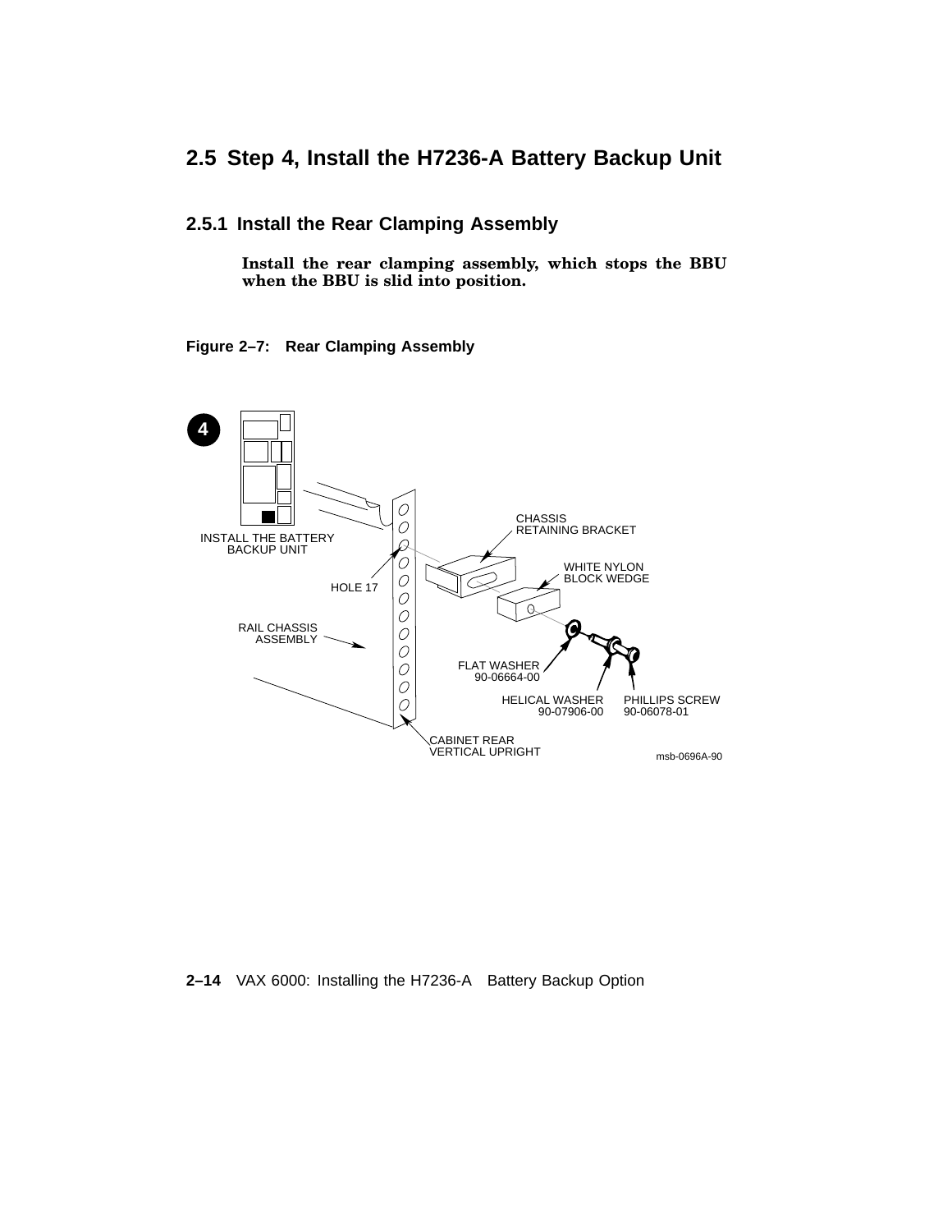## 2.5 Step 4, Install the H7236-A Battery Backup Unit

### 2.5.1 Install the Rear Clamping Assembly

**Install the rear clamping assembly, which stops the BBU when the BBU is slid into position.**

**Figure 2–7: Rear Clamping Assembly**

4

INSTALL THE BATTERY BACKUP UNIT

CHASSIS RETAINING BRACKET

WHITE NYLON BLOCK WEDGE

HOLE 17

RAIL CHASSIS ASSEMBLY

FLAT WASHER 90-06664-00

HELICAL WASHER 90-07906-00

PHILLIPS SCREW 90-06078-01

CABINET REAR VERTICAL UPRIGHT

msb-0696A-90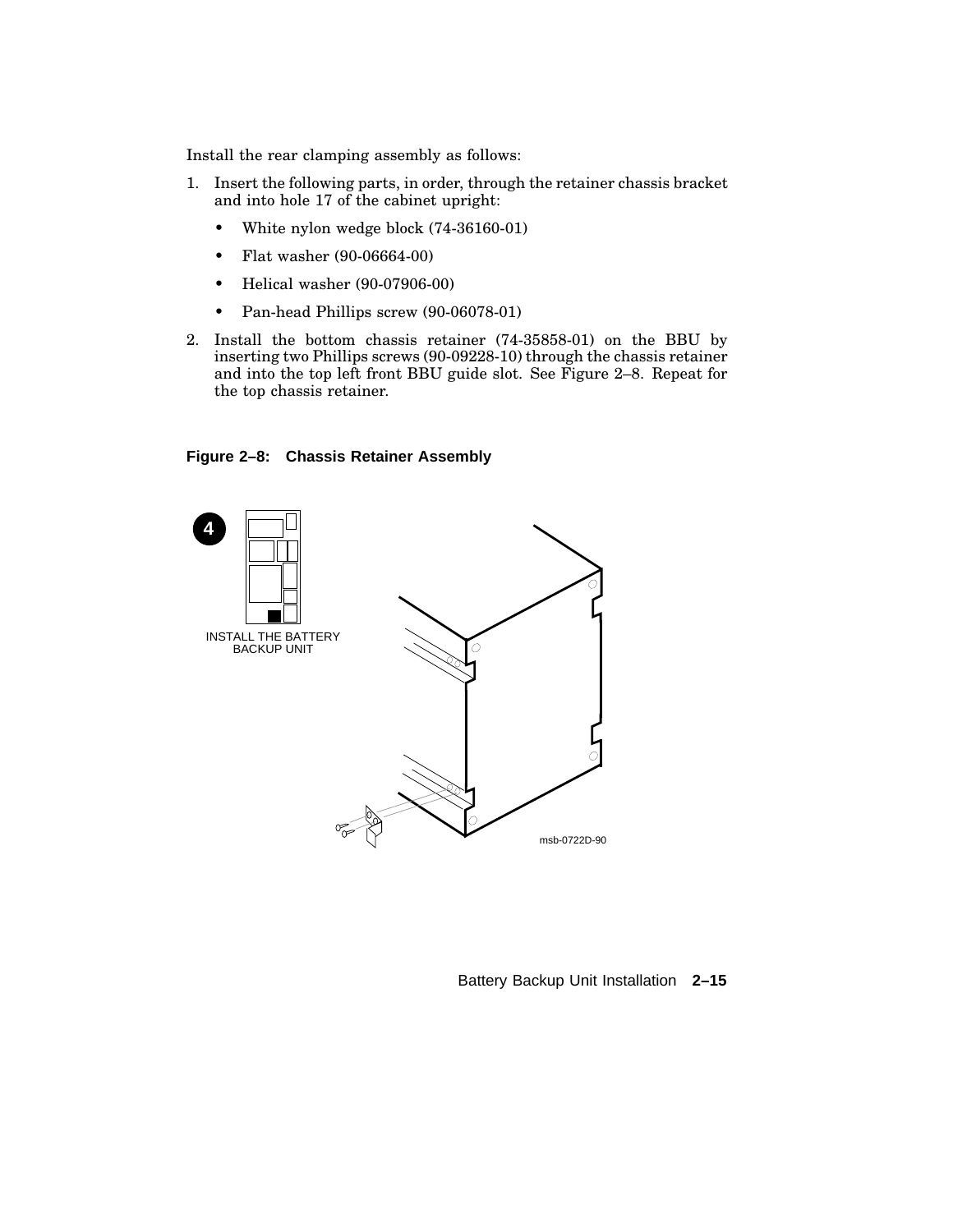Install the rear clamping assembly as follows:

1. Insert the following parts, in order, through the retainer chassis bracket and into hole 17 of the cabinet upright:
   - White nylon wedge block (74-36160-01)
   - Flat washer (90-06664-00)
   - Helical washer (90-07906-00)
   - Pan-head Phillips screw (90-06078-01)
2. Install the bottom chassis retainer (74-35858-01) on the BBU by inserting two Phillips screws (90-09228-10) through the chassis retainer and into the top left front BBU guide slot. See Figure 2–8. Repeat for the top chassis retainer.

**Figure 2–8: Chassis Retainer Assembly**

4

INSTALL THE BATTERY BACKUP UNIT

msb-0722D-90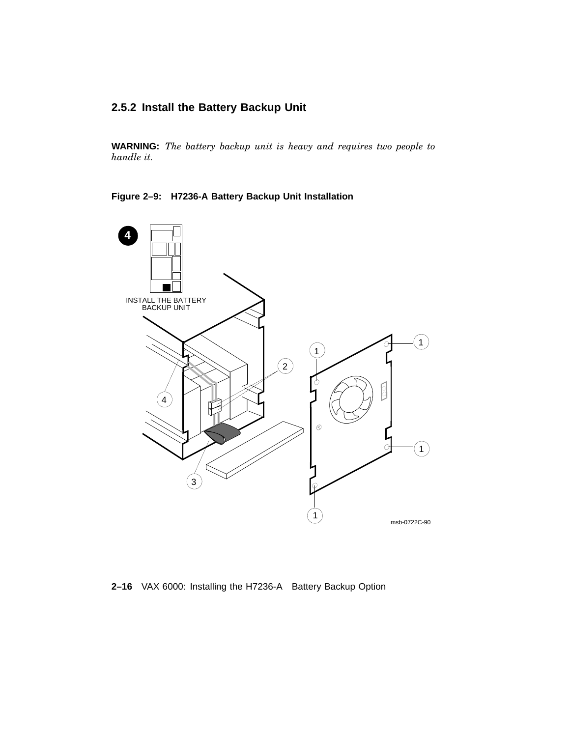### 2.5.2 Install the Battery Backup Unit

**WARNING:** *The battery backup unit is heavy and requires two people to handle it.*

**Figure 2–9: H7236-A Battery Backup Unit Installation**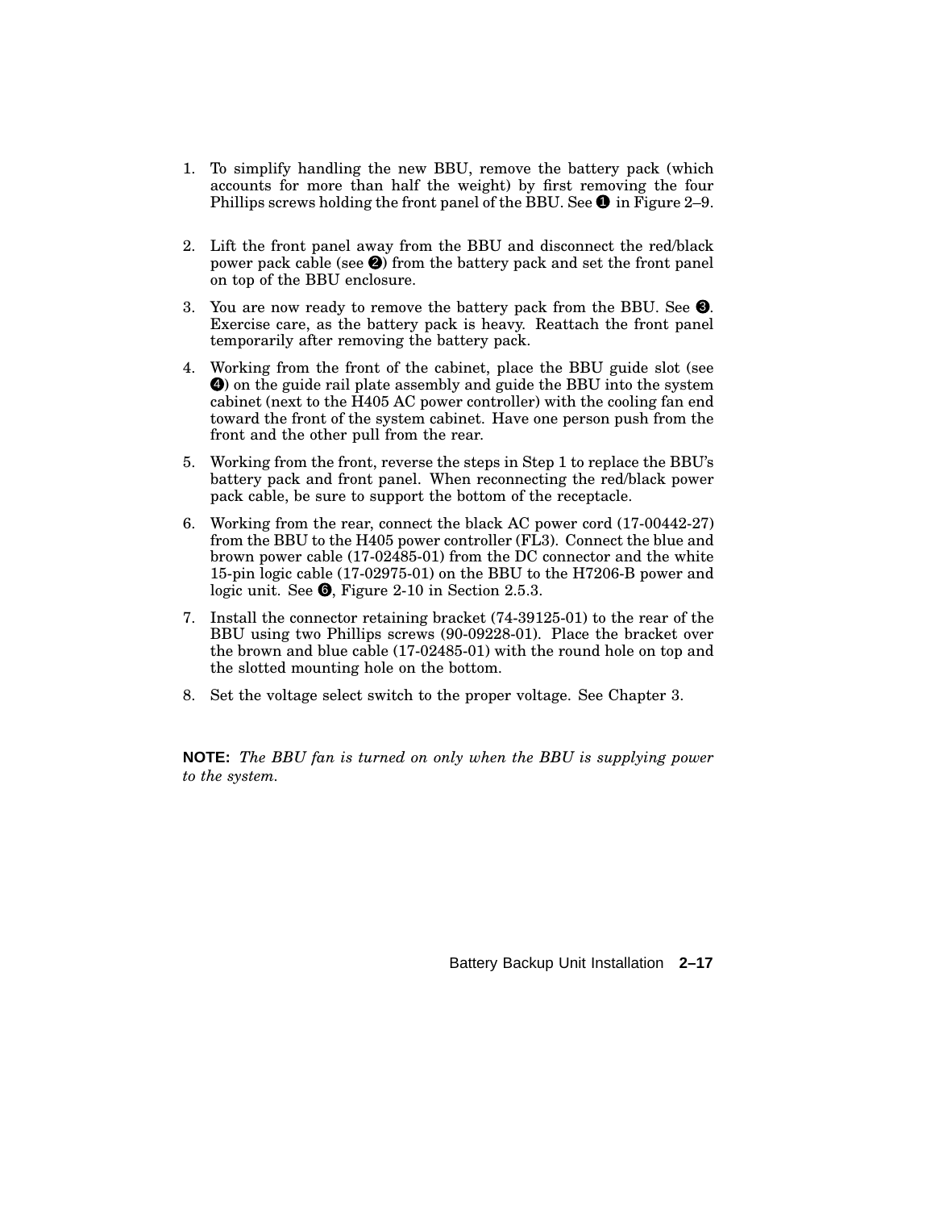1. To simplify handling the new BBU, remove the battery pack (which accounts for more than half the weight) by first removing the four Phillips screws holding the front panel of the BBU. See ❶ in Figure 2–9.

2. Lift the front panel away from the BBU and disconnect the red/black power pack cable (see ❷) from the battery pack and set the front panel on top of the BBU enclosure.

3. You are now ready to remove the battery pack from the BBU. See ❸. Exercise care, as the battery pack is heavy. Reattach the front panel temporarily after removing the battery pack.

4. Working from the front of the cabinet, place the BBU guide slot (see ❹) on the guide rail plate assembly and guide the BBU into the system cabinet (next to the H405 AC power controller) with the cooling fan end toward the front of the system cabinet. Have one person push from the front and the other pull from the rear.

5. Working from the front, reverse the steps in Step 1 to replace the BBU's battery pack and front panel. When reconnecting the red/black power pack cable, be sure to support the bottom of the receptacle.

6. Working from the rear, connect the black AC power cord (17-00442-27) from the BBU to the H405 power controller (FL3). Connect the blue and brown power cable (17-02485-01) from the DC connector and the white 15-pin logic cable (17-02975-01) on the BBU to the H7206-B power and logic unit. See ❻, Figure 2-10 in Section 2.5.3.

7. Install the connector retaining bracket (74-39125-01) to the rear of the BBU using two Phillips screws (90-09228-01). Place the bracket over the brown and blue cable (17-02485-01) with the round hole on top and the slotted mounting hole on the bottom.

8. Set the voltage select switch to the proper voltage. See Chapter 3.

**NOTE:** *The BBU fan is turned on only when the BBU is supplying power to the system.*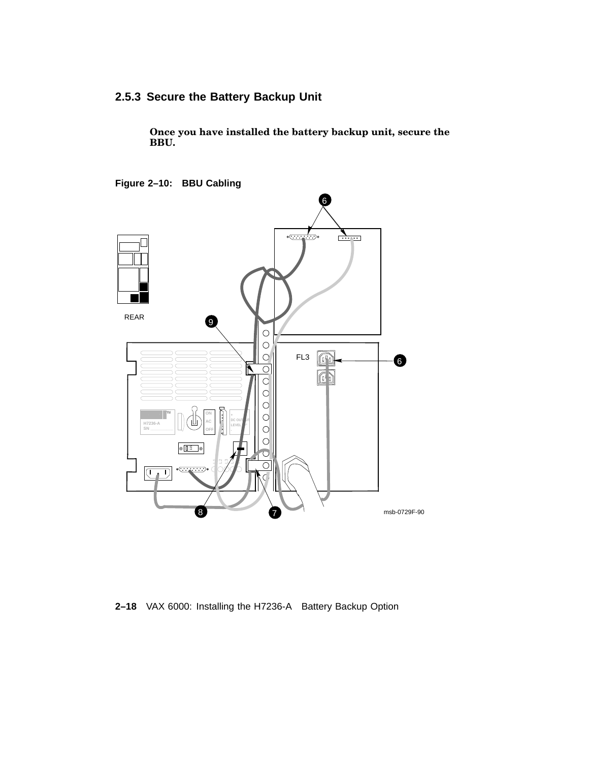### 2.5.3 Secure the Battery Backup Unit

**Once you have installed the battery backup unit, secure the BBU.**

**Figure 2–10: BBU Cabling**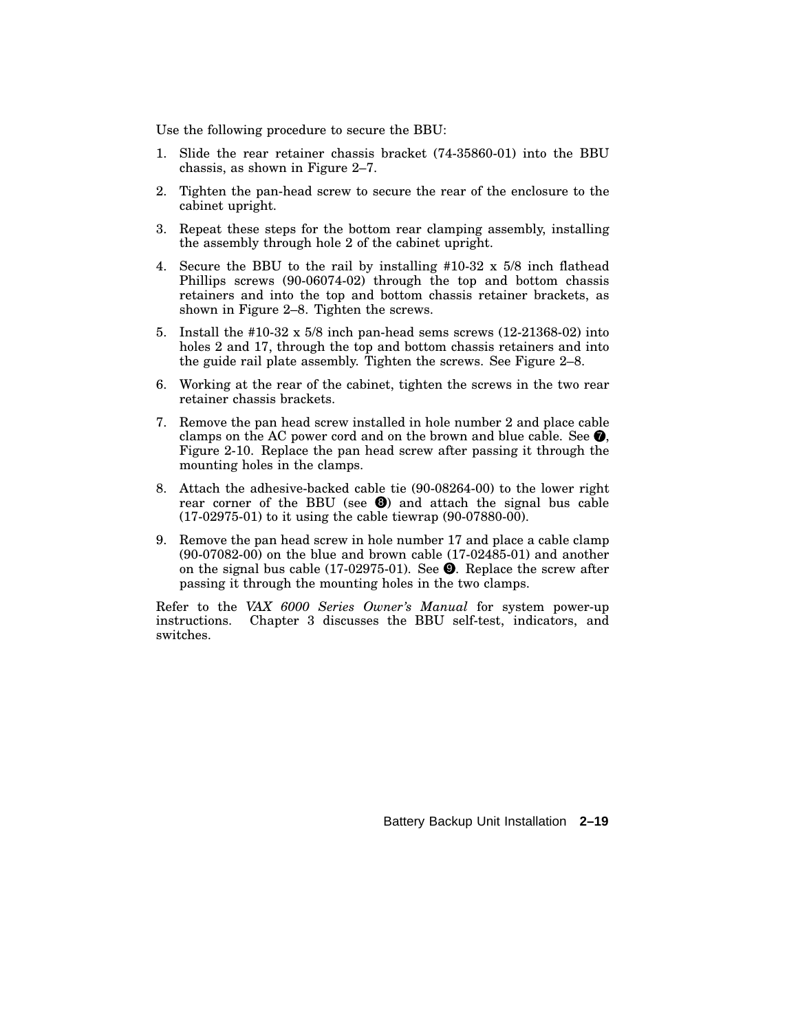Use the following procedure to secure the BBU:

1. Slide the rear retainer chassis bracket (74-35860-01) into the BBU chassis, as shown in Figure 2–7.
2. Tighten the pan-head screw to secure the rear of the enclosure to the cabinet upright.
3. Repeat these steps for the bottom rear clamping assembly, installing the assembly through hole 2 of the cabinet upright.
4. Secure the BBU to the rail by installing #10-32 x 5/8 inch flathead Phillips screws (90-06074-02) through the top and bottom chassis retainers and into the top and bottom chassis retainer brackets, as shown in Figure 2–8. Tighten the screws.
5. Install the #10-32 x 5/8 inch pan-head sems screws (12-21368-02) into holes 2 and 17, through the top and bottom chassis retainers and into the guide rail plate assembly. Tighten the screws. See Figure 2–8.
6. Working at the rear of the cabinet, tighten the screws in the two rear retainer chassis brackets.
7. Remove the pan head screw installed in hole number 2 and place cable clamps on the AC power cord and on the brown and blue cable. See ❼, Figure 2-10. Replace the pan head screw after passing it through the mounting holes in the clamps.
8. Attach the adhesive-backed cable tie (90-08264-00) to the lower right rear corner of the BBU (see ❽) and attach the signal bus cable (17-02975-01) to it using the cable tiewrap (90-07880-00).
9. Remove the pan head screw in hole number 17 and place a cable clamp (90-07082-00) on the blue and brown cable (17-02485-01) and another on the signal bus cable (17-02975-01). See ❾. Replace the screw after passing it through the mounting holes in the two clamps.

Refer to the *VAX 6000 Series Owner's Manual* for system power-up instructions. Chapter 3 discusses the BBU self-test, indicators, and switches.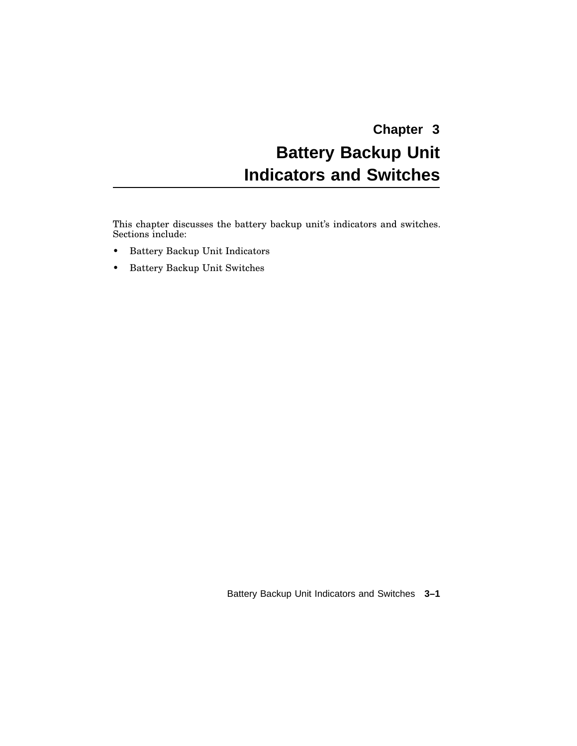# Chapter 3
# Battery Backup Unit Indicators and Switches

This chapter discusses the battery backup unit's indicators and switches. Sections include:

- Battery Backup Unit Indicators
- Battery Backup Unit Switches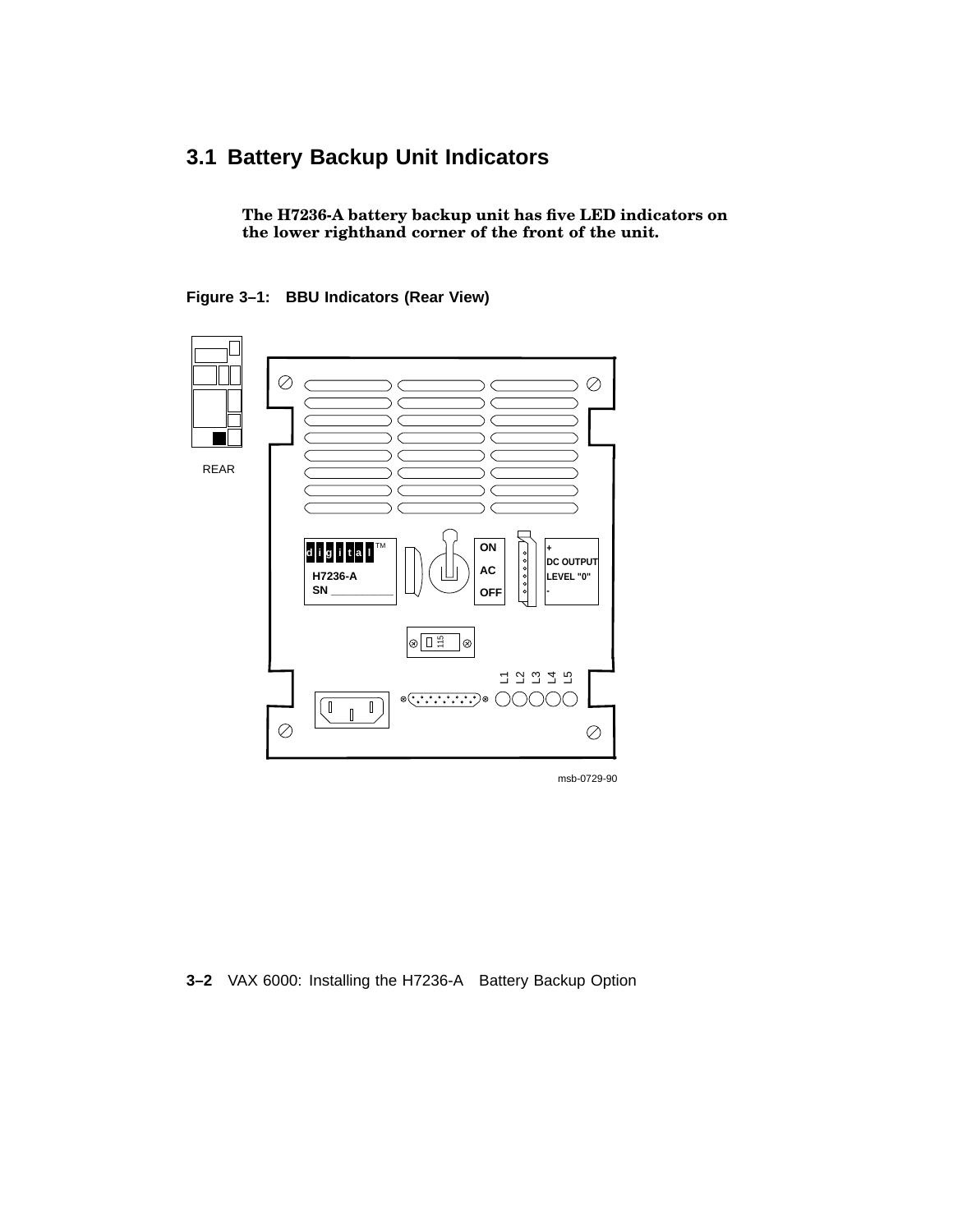## 3.1 Battery Backup Unit Indicators

**The H7236-A battery backup unit has five LED indicators on the lower righthand corner of the front of the unit.**

**Figure 3–1: BBU Indicators (Rear View)**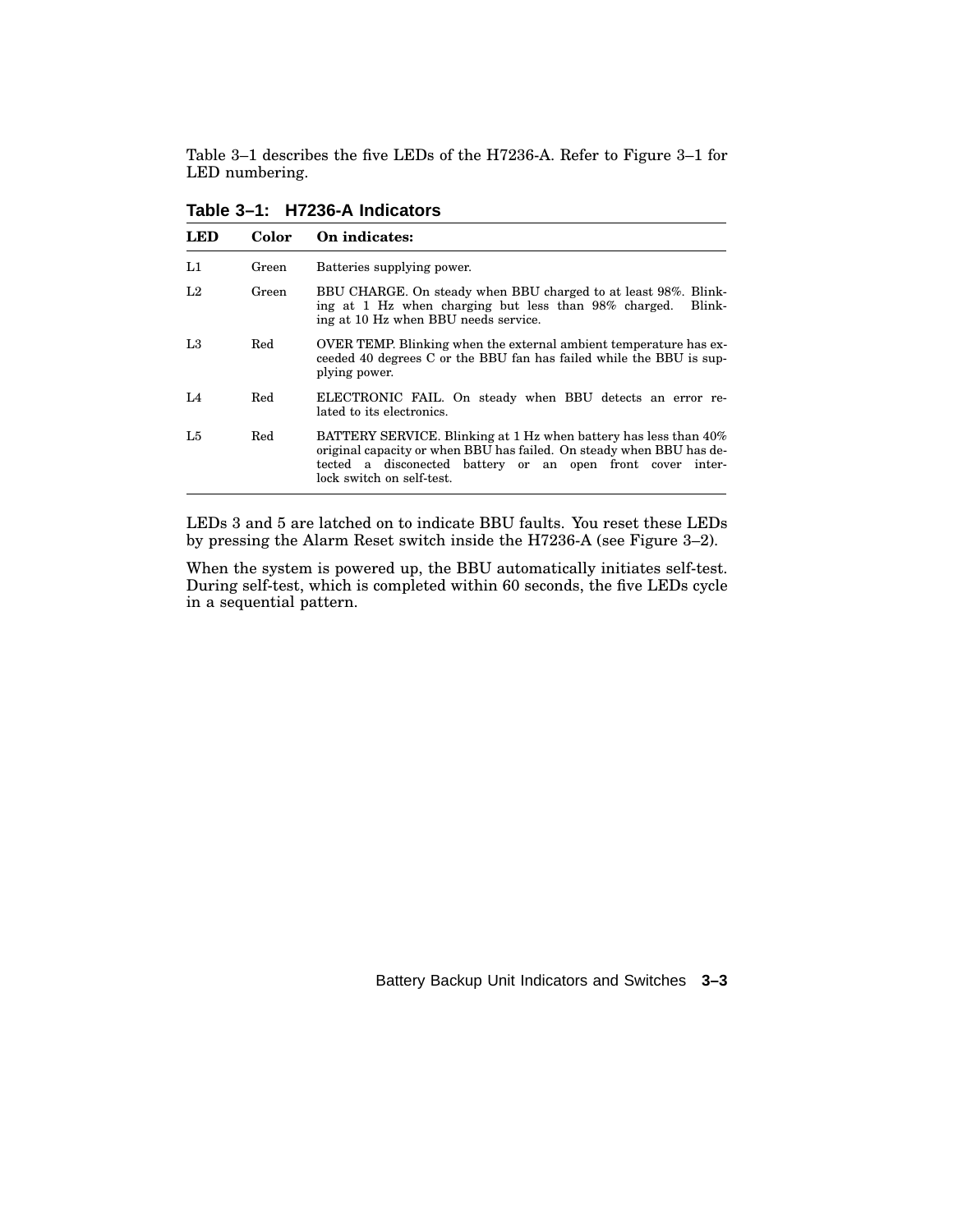Table 3–1 describes the five LEDs of the H7236-A. Refer to Figure 3–1 for LED numbering.

**Table 3–1: H7236-A Indicators**

| LED | Color | On indicates: |
|---|---|---|
| L1 | Green | Batteries supplying power. |
| L2 | Green | BBU CHARGE. On steady when BBU charged to at least 98%. Blinking at 1 Hz when charging but less than 98% charged. Blinking at 10 Hz when BBU needs service. |
| L3 | Red | OVER TEMP. Blinking when the external ambient temperature has exceeded 40 degrees C or the BBU fan has failed while the BBU is supplying power. |
| L4 | Red | ELECTRONIC FAIL. On steady when BBU detects an error related to its electronics. |
| L5 | Red | BATTERY SERVICE. Blinking at 1 Hz when battery has less than 40% original capacity or when BBU has failed. On steady when BBU has detected a disconected battery or an open front cover interlock switch on self-test. |

LEDs 3 and 5 are latched on to indicate BBU faults. You reset these LEDs by pressing the Alarm Reset switch inside the H7236-A (see Figure 3–2).

When the system is powered up, the BBU automatically initiates self-test. During self-test, which is completed within 60 seconds, the five LEDs cycle in a sequential pattern.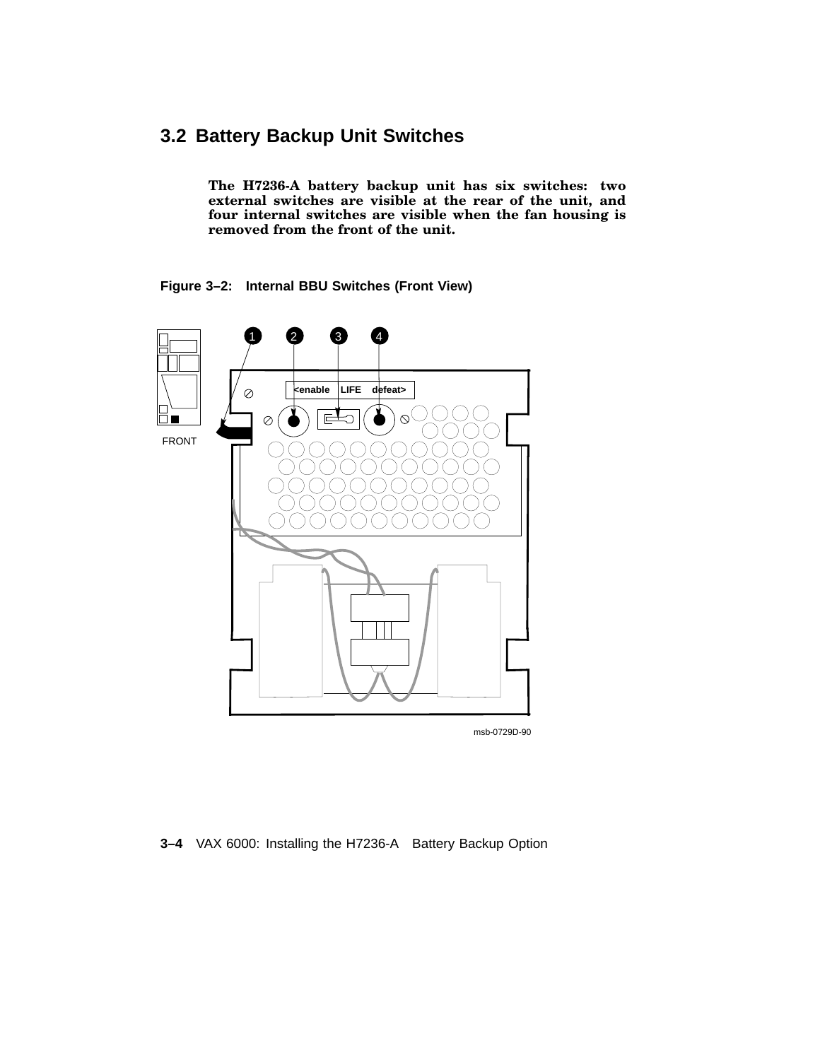## 3.2 Battery Backup Unit Switches

**The H7236-A battery backup unit has six switches: two external switches are visible at the rear of the unit, and four internal switches are visible when the fan housing is removed from the front of the unit.**

**Figure 3–2: Internal BBU Switches (Front View)**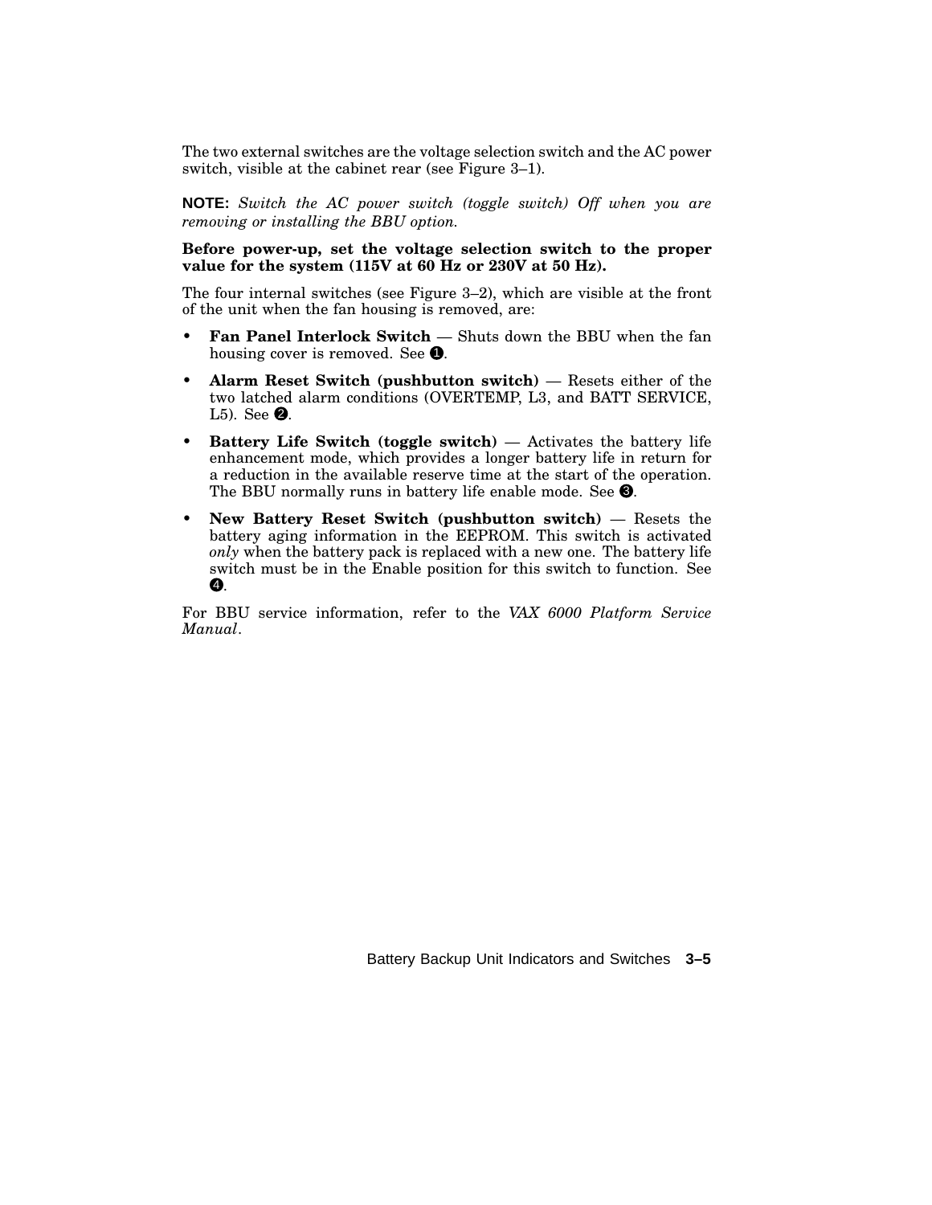The two external switches are the voltage selection switch and the AC power switch, visible at the cabinet rear (see Figure 3–1).

**NOTE:** *Switch the AC power switch (toggle switch) Off when you are removing or installing the BBU option.*

**Before power-up, set the voltage selection switch to the proper value for the system (115V at 60 Hz or 230V at 50 Hz).**

The four internal switches (see Figure 3–2), which are visible at the front of the unit when the fan housing is removed, are:

- **Fan Panel Interlock Switch** — Shuts down the BBU when the fan housing cover is removed. See ❶.
- **Alarm Reset Switch (pushbutton switch)** — Resets either of the two latched alarm conditions (OVERTEMP, L3, and BATT SERVICE, L5). See ❷.
- **Battery Life Switch (toggle switch)** — Activates the battery life enhancement mode, which provides a longer battery life in return for a reduction in the available reserve time at the start of the operation. The BBU normally runs in battery life enable mode. See ❸.
- **New Battery Reset Switch (pushbutton switch)** — Resets the battery aging information in the EEPROM. This switch is activated *only* when the battery pack is replaced with a new one. The battery life switch must be in the Enable position for this switch to function. See ❹.

For BBU service information, refer to the *VAX 6000 Platform Service Manual*.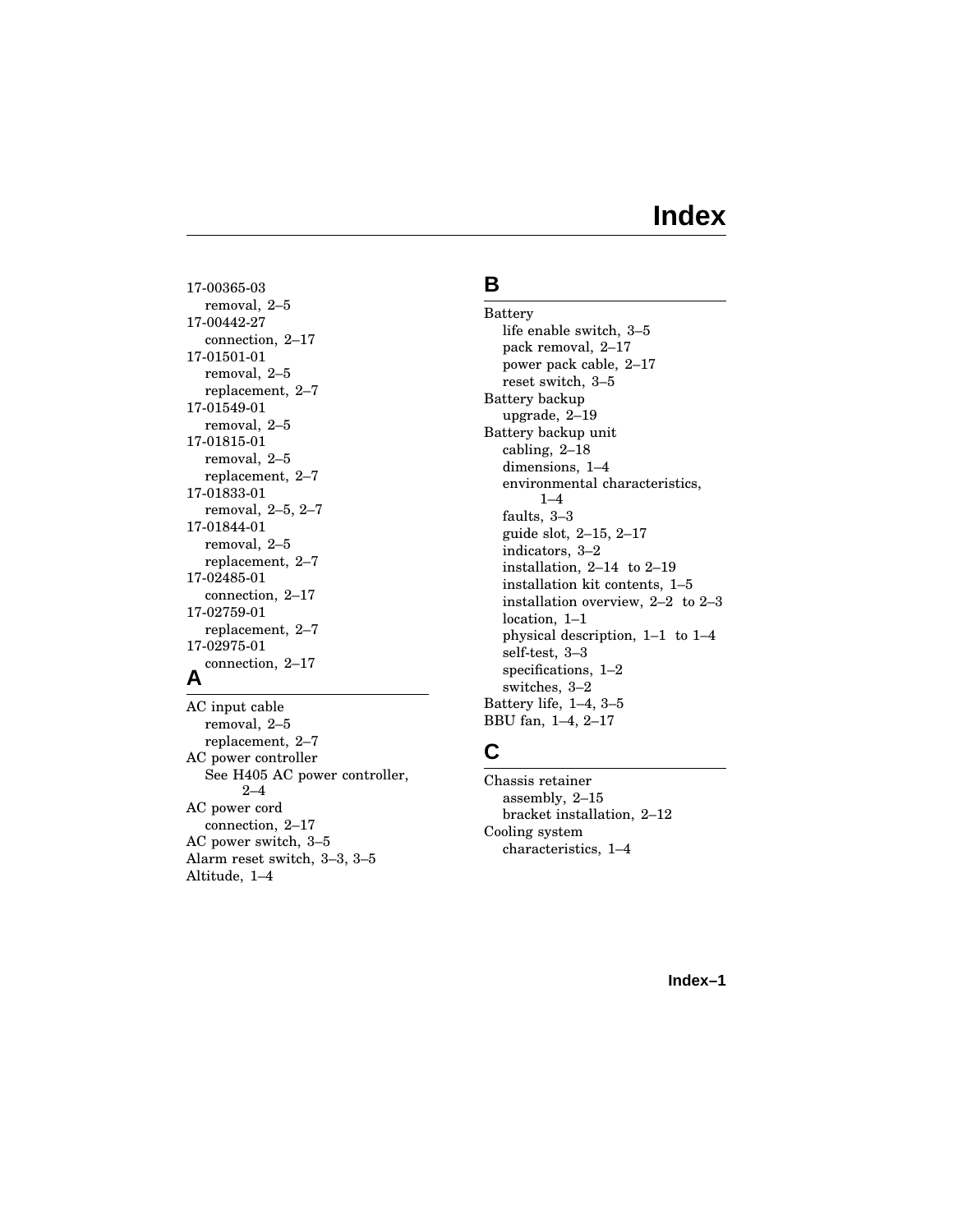# Index

17-00365-03
- removal, 2–5

17-00442-27
- connection, 2–17

17-01501-01
- removal, 2–5
- replacement, 2–7

17-01549-01
- removal, 2–5

17-01815-01
- removal, 2–5
- replacement, 2–7

17-01833-01
- removal, 2–5, 2–7

17-01844-01
- removal, 2–5
- replacement, 2–7

17-02485-01
- connection, 2–17

17-02759-01
- replacement, 2–7

17-02975-01
- connection, 2–17

## A

AC input cable
- removal, 2–5
- replacement, 2–7

AC power controller
- See H405 AC power controller, 2–4

AC power cord
- connection, 2–17

AC power switch, 3–5

Alarm reset switch, 3–3, 3–5

Altitude, 1–4

## B

Battery
- life enable switch, 3–5
- pack removal, 2–17
- power pack cable, 2–17
- reset switch, 3–5

Battery backup
- upgrade, 2–19

Battery backup unit
- cabling, 2–18
- dimensions, 1–4
- environmental characteristics, 1–4
- faults, 3–3
- guide slot, 2–15, 2–17
- indicators, 3–2
- installation, 2–14 to 2–19
- installation kit contents, 1–5
- installation overview, 2–2 to 2–3
- location, 1–1
- physical description, 1–1 to 1–4
- self-test, 3–3
- specifications, 1–2
- switches, 3–2

Battery life, 1–4, 3–5

BBU fan, 1–4, 2–17

## C

Chassis retainer
- assembly, 2–15
- bracket installation, 2–12

Cooling system
- characteristics, 1–4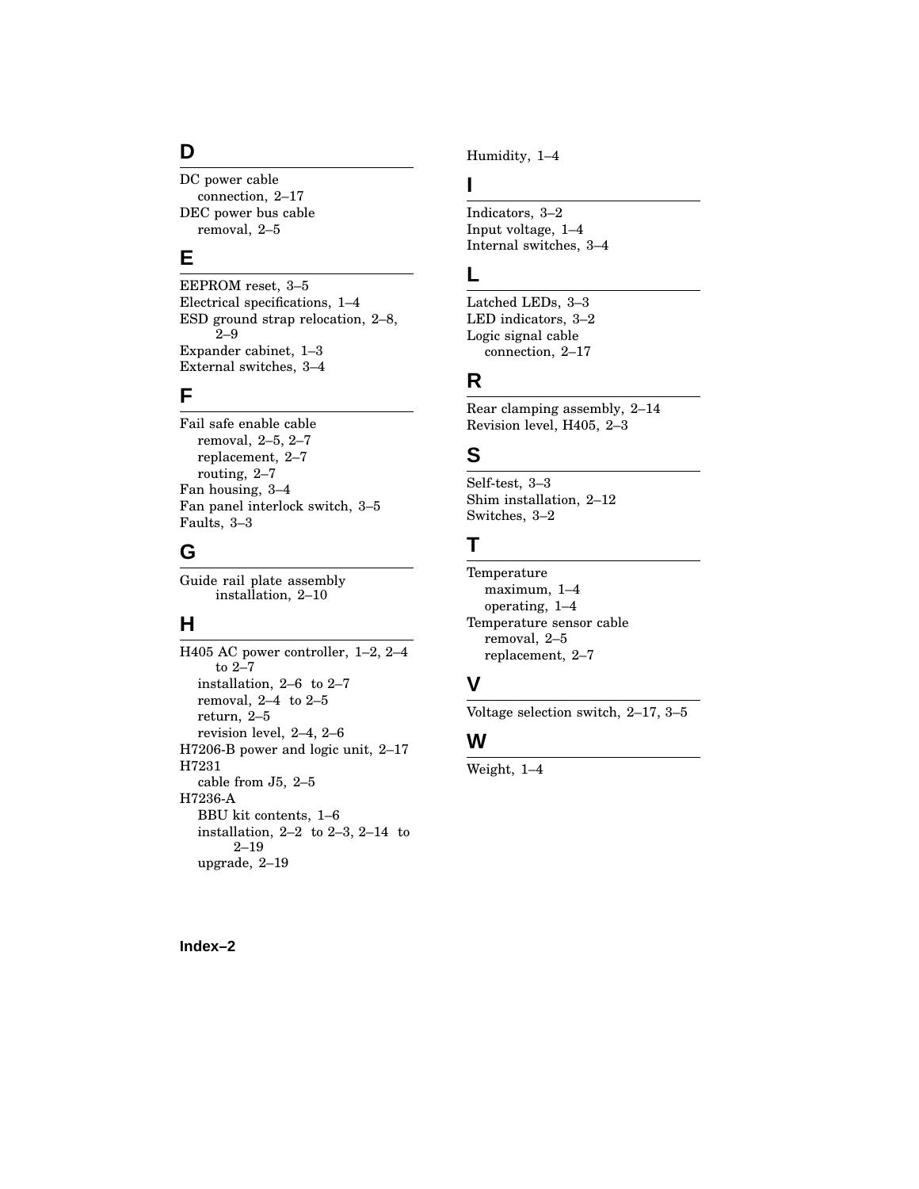## D

DC power cable
  connection, 2–17
DEC power bus cable
  removal, 2–5

## E

EEPROM reset, 3–5
Electrical specifications, 1–4
ESD ground strap relocation, 2–8, 2–9
Expander cabinet, 1–3
External switches, 3–4

## F

Fail safe enable cable
  removal, 2–5, 2–7
  replacement, 2–7
  routing, 2–7
Fan housing, 3–4
Fan panel interlock switch, 3–5
Faults, 3–3

## G

Guide rail plate assembly installation, 2–10

## H

H405 AC power controller, 1–2, 2–4 to 2–7
  installation, 2–6 to 2–7
  removal, 2–4 to 2–5
  return, 2–5
  revision level, 2–4, 2–6
H7206-B power and logic unit, 2–17
H7231
  cable from J5, 2–5
H7236-A
  BBU kit contents, 1–6
  installation, 2–2 to 2–3, 2–14 to 2–19
  upgrade, 2–19

Humidity, 1–4

## I

Indicators, 3–2
Input voltage, 1–4
Internal switches, 3–4

## L

Latched LEDs, 3–3
LED indicators, 3–2
Logic signal cable
  connection, 2–17

## R

Rear clamping assembly, 2–14
Revision level, H405, 2–3

## S

Self-test, 3–3
Shim installation, 2–12
Switches, 3–2

## T

Temperature
  maximum, 1–4
  operating, 1–4
Temperature sensor cable
  removal, 2–5
  replacement, 2–7

## V

Voltage selection switch, 2–17, 3–5

## W

Weight, 1–4